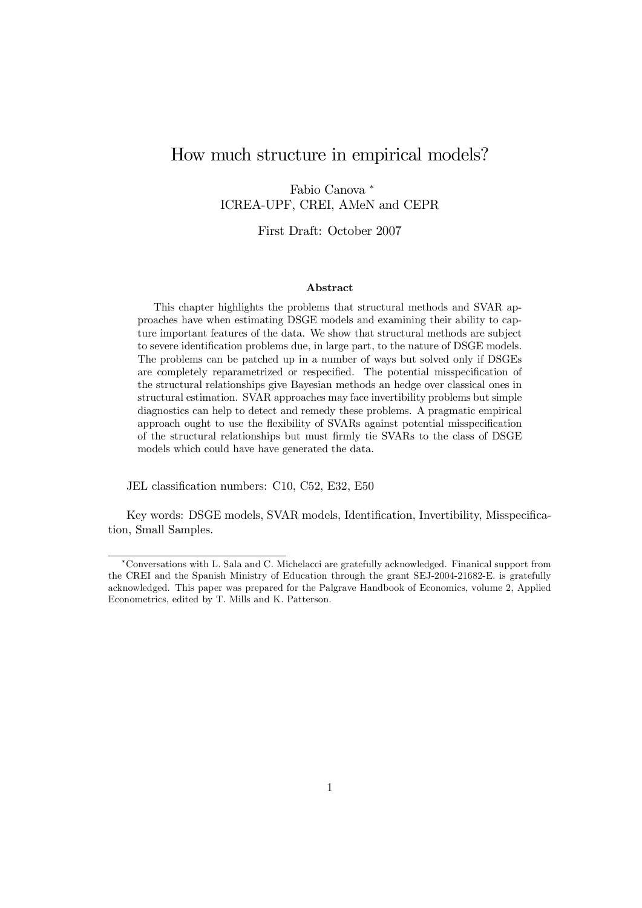# How much structure in empirical models?

Fabio Canova [*]
ICREA-UPF, CREI, AMeN and CEPR

First Draft: October 2007

### Abstract

This chapter highlights the problems that structural methods and SVAR approaches have when estimating DSGE models and examining their ability to capture important features of the data. We show that structural methods are subject to severe identification problems due, in large part, to the nature of DSGE models. The problems can be patched up in a number of ways but solved only if DSGEs are completely reparametrized or respecified. The potential misspecification of the structural relationships give Bayesian methods an hedge over classical ones in structural estimation. SVAR approaches may face invertibility problems but simple diagnostics can help to detect and remedy these problems. A pragmatic empirical approach ought to use the flexibility of SVARs against potential misspecification of the structural relationships but must firmly tie SVARs to the class of DSGE models which could have have generated the data.

JEL classification numbers: C10, C52, E32, E50

Key words: DSGE models, SVAR models, Identification, Invertibility, Misspecification, Small Samples.

---

[*] Conversations with L. Sala and C. Michelacci are gratefully acknowledged. Finanical support from the CREI and the Spanish Ministry of Education through the grant SEJ-2004-21682-E. is gratefully acknowledged. This paper was prepared for the Palgrave Handbook of Economics, volume 2, Applied Econometrics, edited by T. Mills and K. Patterson.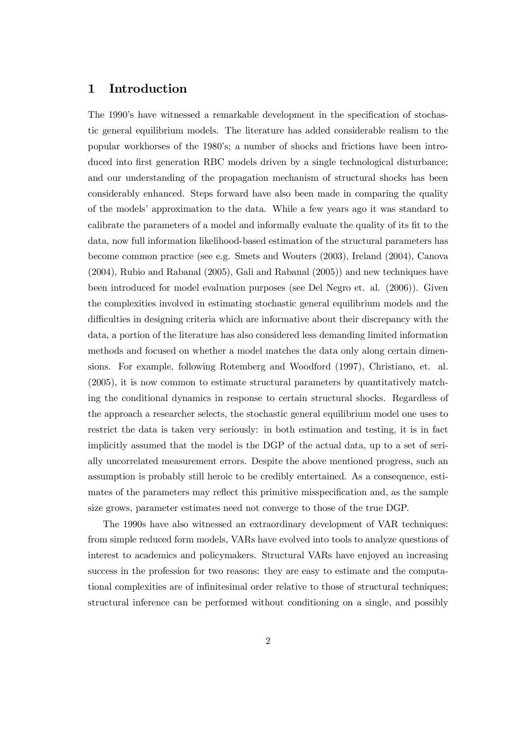# 1 Introduction

The 1990's have witnessed a remarkable development in the specification of stochastic general equilibrium models. The literature has added considerable realism to the popular workhorses of the 1980's; a number of shocks and frictions have been introduced into first generation RBC models driven by a single technological disturbance; and our understanding of the propagation mechanism of structural shocks has been considerably enhanced. Steps forward have also been made in comparing the quality of the models' approximation to the data. While a few years ago it was standard to calibrate the parameters of a model and informally evaluate the quality of its fit to the data, now full information likelihood-based estimation of the structural parameters has become common practice (see e.g. Smets and Wouters (2003), Ireland (2004), Canova (2004), Rubio and Rabanal (2005), Gali and Rabanal (2005)) and new techniques have been introduced for model evaluation purposes (see Del Negro et. al. (2006)). Given the complexities involved in estimating stochastic general equilibrium models and the difficulties in designing criteria which are informative about their discrepancy with the data, a portion of the literature has also considered less demanding limited information methods and focused on whether a model matches the data only along certain dimensions. For example, following Rotemberg and Woodford (1997), Christiano, et. al. (2005), it is now common to estimate structural parameters by quantitatively matching the conditional dynamics in response to certain structural shocks. Regardless of the approach a researcher selects, the stochastic general equilibrium model one uses to restrict the data is taken very seriously: in both estimation and testing, it is in fact implicitly assumed that the model is the DGP of the actual data, up to a set of serially uncorrelated measurement errors. Despite the above mentioned progress, such an assumption is probably still heroic to be credibly entertained. As a consequence, estimates of the parameters may reflect this primitive misspecification and, as the sample size grows, parameter estimates need not converge to those of the true DGP.

The 1990s have also witnessed an extraordinary development of VAR techniques: from simple reduced form models, VARs have evolved into tools to analyze questions of interest to academics and policymakers. Structural VARs have enjoyed an increasing success in the profession for two reasons: they are easy to estimate and the computational complexities are of infinitesimal order relative to those of structural techniques; structural inference can be performed without conditioning on a single, and possibly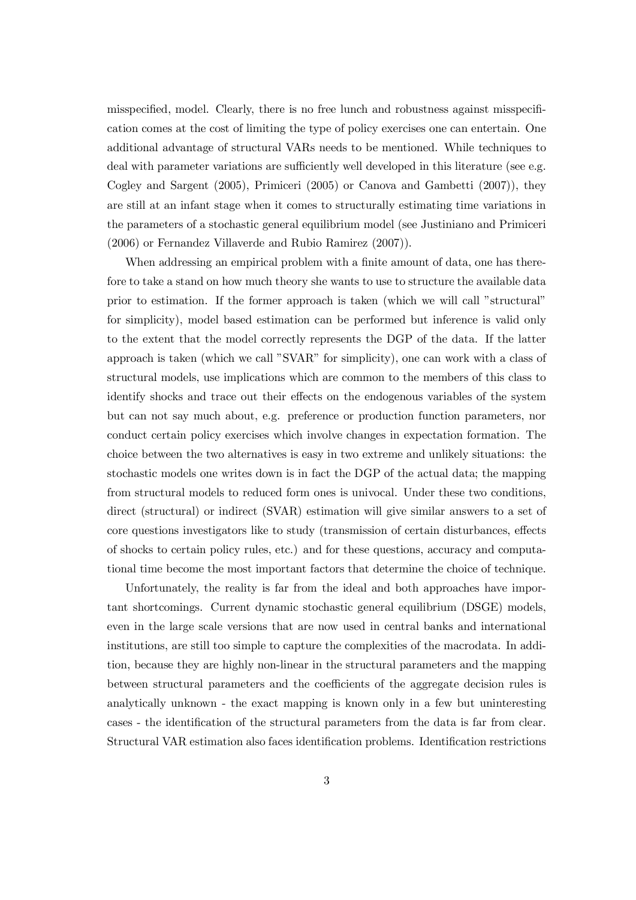misspecified, model. Clearly, there is no free lunch and robustness against misspecification comes at the cost of limiting the type of policy exercises one can entertain. One additional advantage of structural VARs needs to be mentioned. While techniques to deal with parameter variations are sufficiently well developed in this literature (see e.g. Cogley and Sargent (2005), Primiceri (2005) or Canova and Gambetti (2007)), they are still at an infant stage when it comes to structurally estimating time variations in the parameters of a stochastic general equilibrium model (see Justiniano and Primiceri (2006) or Fernandez Villaverde and Rubio Ramirez (2007)).

When addressing an empirical problem with a finite amount of data, one has therefore to take a stand on how much theory she wants to use to structure the available data prior to estimation. If the former approach is taken (which we will call "structural" for simplicity), model based estimation can be performed but inference is valid only to the extent that the model correctly represents the DGP of the data. If the latter approach is taken (which we call "SVAR" for simplicity), one can work with a class of structural models, use implications which are common to the members of this class to identify shocks and trace out their effects on the endogenous variables of the system but can not say much about, e.g. preference or production function parameters, nor conduct certain policy exercises which involve changes in expectation formation. The choice between the two alternatives is easy in two extreme and unlikely situations: the stochastic models one writes down is in fact the DGP of the actual data; the mapping from structural models to reduced form ones is univocal. Under these two conditions, direct (structural) or indirect (SVAR) estimation will give similar answers to a set of core questions investigators like to study (transmission of certain disturbances, effects of shocks to certain policy rules, etc.) and for these questions, accuracy and computational time become the most important factors that determine the choice of technique.

Unfortunately, the reality is far from the ideal and both approaches have important shortcomings. Current dynamic stochastic general equilibrium (DSGE) models, even in the large scale versions that are now used in central banks and international institutions, are still too simple to capture the complexities of the macrodata. In addition, because they are highly non-linear in the structural parameters and the mapping between structural parameters and the coefficients of the aggregate decision rules is analytically unknown - the exact mapping is known only in a few but uninteresting cases - the identification of the structural parameters from the data is far from clear. Structural VAR estimation also faces identification problems. Identification restrictions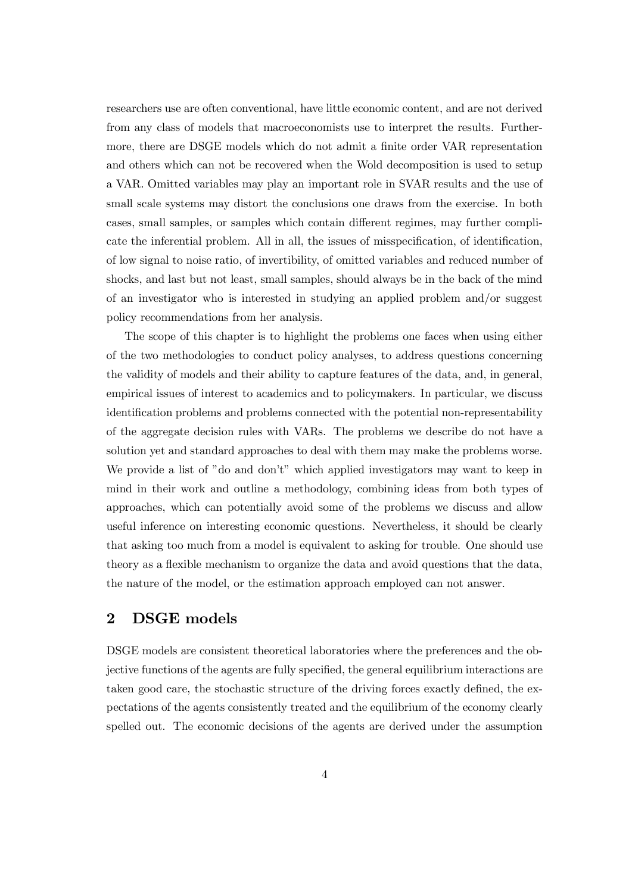researchers use are often conventional, have little economic content, and are not derived from any class of models that macroeconomists use to interpret the results. Furthermore, there are DSGE models which do not admit a finite order VAR representation and others which can not be recovered when the Wold decomposition is used to setup a VAR. Omitted variables may play an important role in SVAR results and the use of small scale systems may distort the conclusions one draws from the exercise. In both cases, small samples, or samples which contain different regimes, may further complicate the inferential problem. All in all, the issues of misspecification, of identification, of low signal to noise ratio, of invertibility, of omitted variables and reduced number of shocks, and last but not least, small samples, should always be in the back of the mind of an investigator who is interested in studying an applied problem and/or suggest policy recommendations from her analysis.

The scope of this chapter is to highlight the problems one faces when using either of the two methodologies to conduct policy analyses, to address questions concerning the validity of models and their ability to capture features of the data, and, in general, empirical issues of interest to academics and to policymakers. In particular, we discuss identification problems and problems connected with the potential non-representability of the aggregate decision rules with VARs. The problems we describe do not have a solution yet and standard approaches to deal with them may make the problems worse. We provide a list of "do and don't" which applied investigators may want to keep in mind in their work and outline a methodology, combining ideas from both types of approaches, which can potentially avoid some of the problems we discuss and allow useful inference on interesting economic questions. Nevertheless, it should be clearly that asking too much from a model is equivalent to asking for trouble. One should use theory as a flexible mechanism to organize the data and avoid questions that the data, the nature of the model, or the estimation approach employed can not answer.

## 2 DSGE models

DSGE models are consistent theoretical laboratories where the preferences and the objective functions of the agents are fully specified, the general equilibrium interactions are taken good care, the stochastic structure of the driving forces exactly defined, the expectations of the agents consistently treated and the equilibrium of the economy clearly spelled out. The economic decisions of the agents are derived under the assumption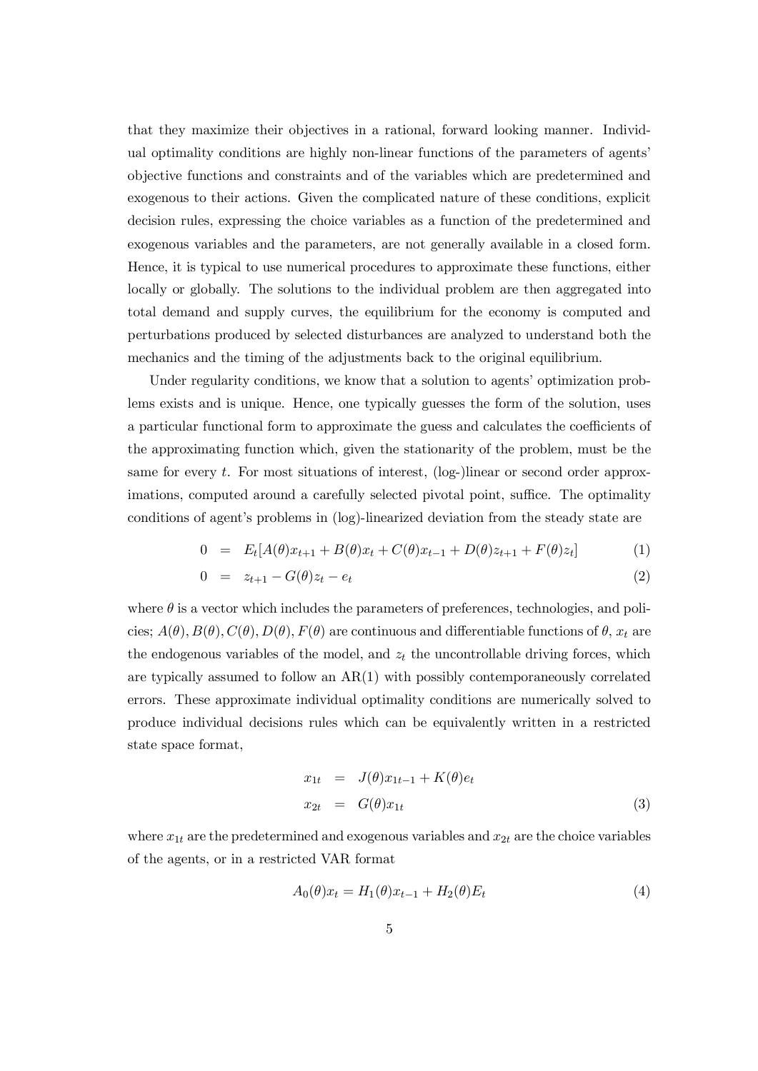that they maximize their objectives in a rational, forward looking manner. Individual optimality conditions are highly non-linear functions of the parameters of agents' objective functions and constraints and of the variables which are predetermined and exogenous to their actions. Given the complicated nature of these conditions, explicit decision rules, expressing the choice variables as a function of the predetermined and exogenous variables and the parameters, are not generally available in a closed form. Hence, it is typical to use numerical procedures to approximate these functions, either locally or globally. The solutions to the individual problem are then aggregated into total demand and supply curves, the equilibrium for the economy is computed and perturbations produced by selected disturbances are analyzed to understand both the mechanics and the timing of the adjustments back to the original equilibrium.

Under regularity conditions, we know that a solution to agents' optimization problems exists and is unique. Hence, one typically guesses the form of the solution, uses a particular functional form to approximate the guess and calculates the coefficients of the approximating function which, given the stationarity of the problem, must be the same for every $t$. For most situations of interest, (log-)linear or second order approximations, computed around a carefully selected pivotal point, suffice. The optimality conditions of agent's problems in (log)-linearized deviation from the steady state are

$$0 = E_t[A(\theta)x_{t+1} + B(\theta)x_t + C(\theta)x_{t-1} + D(\theta)z_{t+1} + F(\theta)z_t] \tag{1}$$

$$0 = z_{t+1} - G(\theta)z_t - e_t \tag{2}$$

where $\theta$ is a vector which includes the parameters of preferences, technologies, and policies; $A(\theta), B(\theta), C(\theta), D(\theta), F(\theta)$ are continuous and differentiable functions of $\theta$, $x_t$ are the endogenous variables of the model, and $z_t$ the uncontrollable driving forces, which are typically assumed to follow an AR(1) with possibly contemporaneously correlated errors. These approximate individual optimality conditions are numerically solved to produce individual decisions rules which can be equivalently written in a restricted state space format,

$$\begin{aligned} x_{1t} &= J(\theta)x_{1t-1} + K(\theta)e_t \\ x_{2t} &= G(\theta)x_{1t} \end{aligned} \tag{3}$$

where $x_{1t}$ are the predetermined and exogenous variables and $x_{2t}$ are the choice variables of the agents, or in a restricted VAR format

$$A_0(\theta)x_t = H_1(\theta)x_{t-1} + H_2(\theta)E_t \tag{4}$$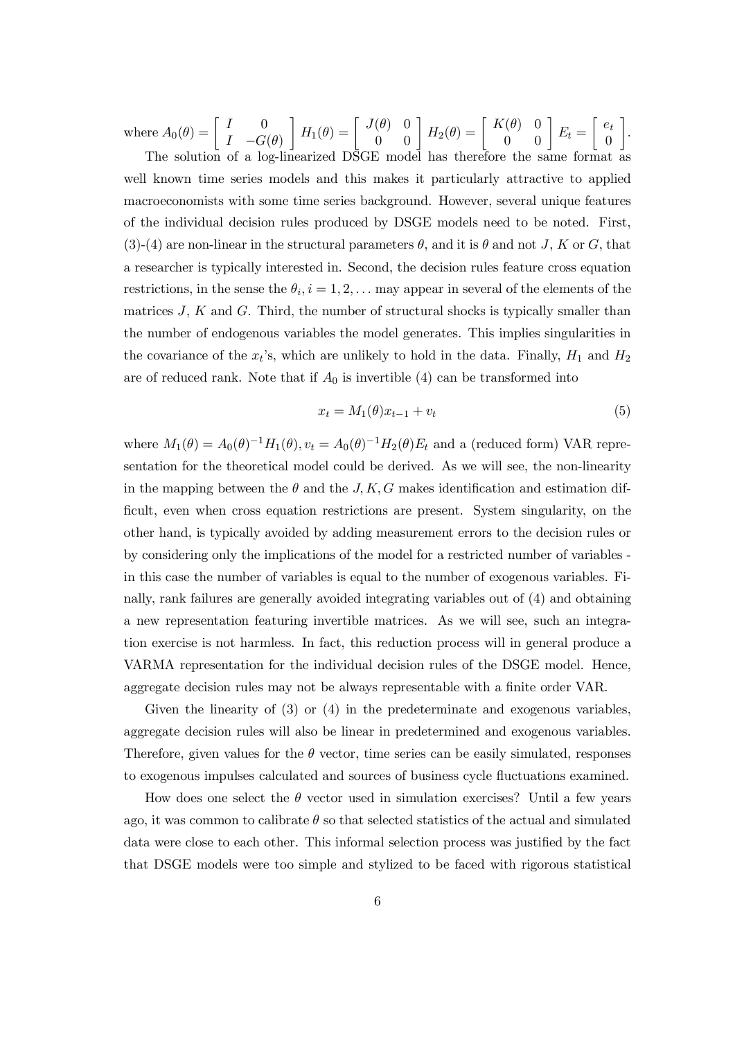where $A_0(\theta) = \begin{bmatrix} I & 0 \\ I & -G(\theta) \end{bmatrix}$ $H_1(\theta) = \begin{bmatrix} J(\theta) & 0 \\ 0 & 0 \end{bmatrix}$ $H_2(\theta) = \begin{bmatrix} K(\theta) & 0 \\ 0 & 0 \end{bmatrix}$ $E_t = \begin{bmatrix} e_t \\ 0 \end{bmatrix}$.

The solution of a log-linearized DSGE model has therefore the same format as well known time series models and this makes it particularly attractive to applied macroeconomists with some time series background. However, several unique features of the individual decision rules produced by DSGE models need to be noted. First, (3)-(4) are non-linear in the structural parameters $\theta$, and it is $\theta$ and not $J$, $K$ or $G$, that a researcher is typically interested in. Second, the decision rules feature cross equation restrictions, in the sense the $\theta_i, i = 1, 2, \ldots$ may appear in several of the elements of the matrices $J$, $K$ and $G$. Third, the number of structural shocks is typically smaller than the number of endogenous variables the model generates. This implies singularities in the covariance of the $x_t$'s, which are unlikely to hold in the data. Finally, $H_1$ and $H_2$ are of reduced rank. Note that if $A_0$ is invertible (4) can be transformed into

$$x_t = M_1(\theta)x_{t-1} + v_t \tag{5}$$

where $M_1(\theta) = A_0(\theta)^{-1}H_1(\theta), v_t = A_0(\theta)^{-1}H_2(\theta)E_t$ and a (reduced form) VAR representation for the theoretical model could be derived. As we will see, the non-linearity in the mapping between the $\theta$ and the $J, K, G$ makes identification and estimation difficult, even when cross equation restrictions are present. System singularity, on the other hand, is typically avoided by adding measurement errors to the decision rules or by considering only the implications of the model for a restricted number of variables - in this case the number of variables is equal to the number of exogenous variables. Finally, rank failures are generally avoided integrating variables out of (4) and obtaining a new representation featuring invertible matrices. As we will see, such an integration exercise is not harmless. In fact, this reduction process will in general produce a VARMA representation for the individual decision rules of the DSGE model. Hence, aggregate decision rules may not be always representable with a finite order VAR.

Given the linearity of (3) or (4) in the predeterminate and exogenous variables, aggregate decision rules will also be linear in predetermined and exogenous variables. Therefore, given values for the $\theta$ vector, time series can be easily simulated, responses to exogenous impulses calculated and sources of business cycle fluctuations examined.

How does one select the $\theta$ vector used in simulation exercises? Until a few years ago, it was common to calibrate $\theta$ so that selected statistics of the actual and simulated data were close to each other. This informal selection process was justified by the fact that DSGE models were too simple and stylized to be faced with rigorous statistical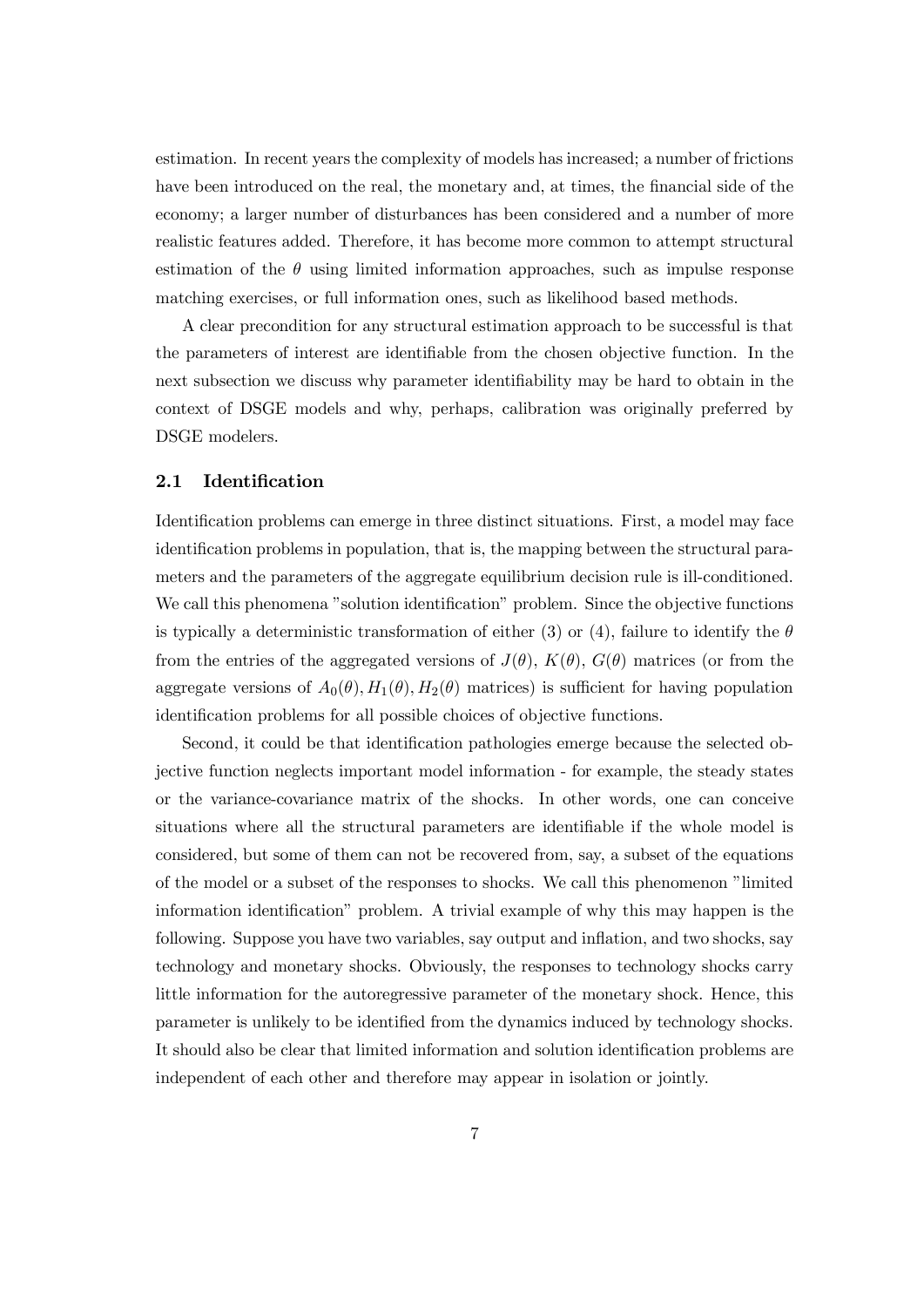estimation. In recent years the complexity of models has increased; a number of frictions have been introduced on the real, the monetary and, at times, the financial side of the economy; a larger number of disturbances has been considered and a number of more realistic features added. Therefore, it has become more common to attempt structural estimation of the $\theta$ using limited information approaches, such as impulse response matching exercises, or full information ones, such as likelihood based methods.

A clear precondition for any structural estimation approach to be successful is that the parameters of interest are identifiable from the chosen objective function. In the next subsection we discuss why parameter identifiability may be hard to obtain in the context of DSGE models and why, perhaps, calibration was originally preferred by DSGE modelers.

## 2.1 Identification

Identification problems can emerge in three distinct situations. First, a model may face identification problems in population, that is, the mapping between the structural parameters and the parameters of the aggregate equilibrium decision rule is ill-conditioned. We call this phenomena "solution identification" problem. Since the objective functions is typically a deterministic transformation of either (3) or (4), failure to identify the $\theta$ from the entries of the aggregated versions of $J(\theta)$, $K(\theta)$, $G(\theta)$ matrices (or from the aggregate versions of $A_0(\theta), H_1(\theta), H_2(\theta)$ matrices) is sufficient for having population identification problems for all possible choices of objective functions.

Second, it could be that identification pathologies emerge because the selected objective function neglects important model information - for example, the steady states or the variance-covariance matrix of the shocks. In other words, one can conceive situations where all the structural parameters are identifiable if the whole model is considered, but some of them can not be recovered from, say, a subset of the equations of the model or a subset of the responses to shocks. We call this phenomenon "limited information identification" problem. A trivial example of why this may happen is the following. Suppose you have two variables, say output and inflation, and two shocks, say technology and monetary shocks. Obviously, the responses to technology shocks carry little information for the autoregressive parameter of the monetary shock. Hence, this parameter is unlikely to be identified from the dynamics induced by technology shocks. It should also be clear that limited information and solution identification problems are independent of each other and therefore may appear in isolation or jointly.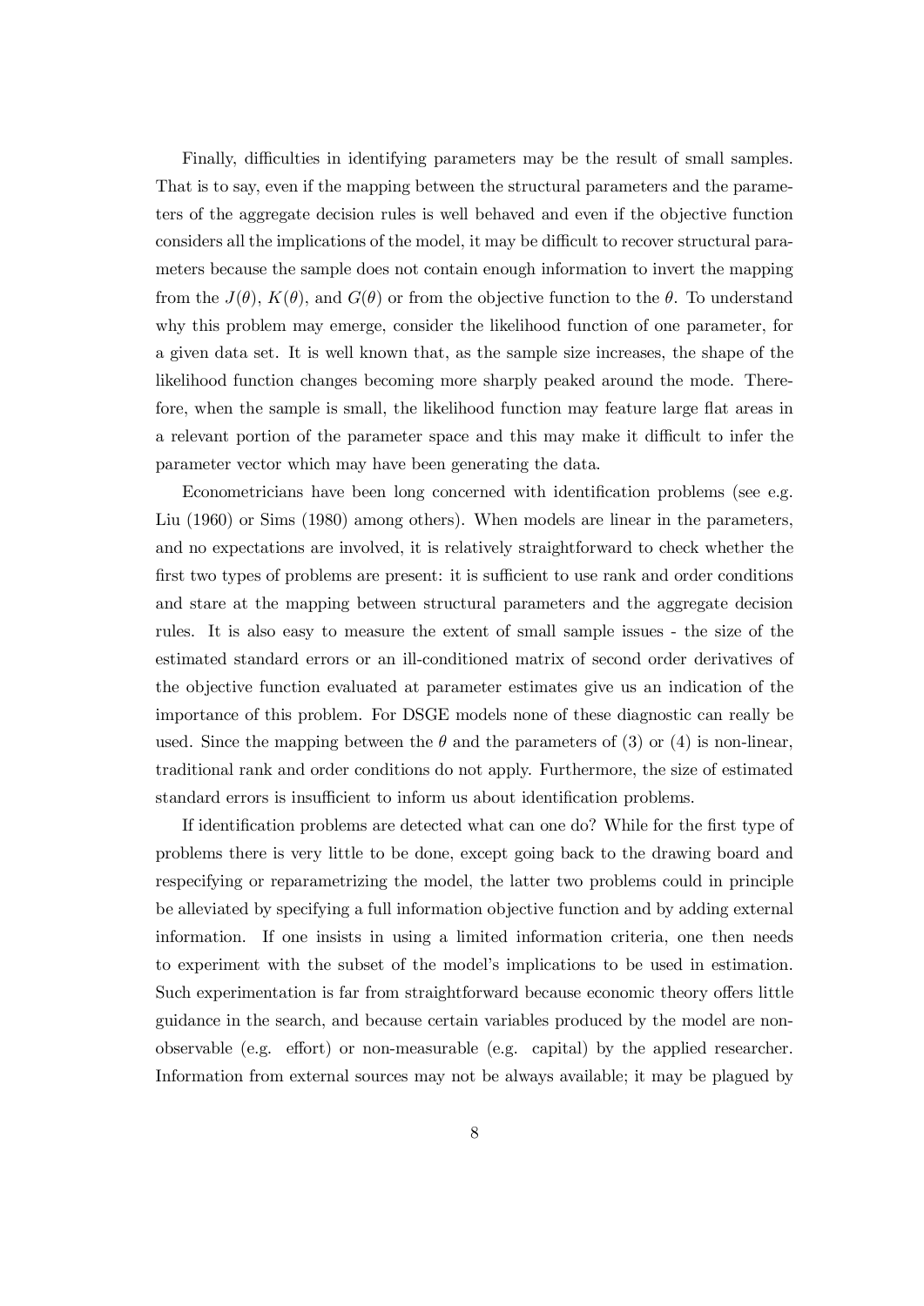Finally, difficulties in identifying parameters may be the result of small samples. That is to say, even if the mapping between the structural parameters and the parameters of the aggregate decision rules is well behaved and even if the objective function considers all the implications of the model, it may be difficult to recover structural parameters because the sample does not contain enough information to invert the mapping from the $J(\theta)$, $K(\theta)$, and $G(\theta)$ or from the objective function to the $\theta$. To understand why this problem may emerge, consider the likelihood function of one parameter, for a given data set. It is well known that, as the sample size increases, the shape of the likelihood function changes becoming more sharply peaked around the mode. Therefore, when the sample is small, the likelihood function may feature large flat areas in a relevant portion of the parameter space and this may make it difficult to infer the parameter vector which may have been generating the data.

Econometricians have been long concerned with identification problems (see e.g. Liu (1960) or Sims (1980) among others). When models are linear in the parameters, and no expectations are involved, it is relatively straightforward to check whether the first two types of problems are present: it is sufficient to use rank and order conditions and stare at the mapping between structural parameters and the aggregate decision rules. It is also easy to measure the extent of small sample issues - the size of the estimated standard errors or an ill-conditioned matrix of second order derivatives of the objective function evaluated at parameter estimates give us an indication of the importance of this problem. For DSGE models none of these diagnostic can really be used. Since the mapping between the $\theta$ and the parameters of (3) or (4) is non-linear, traditional rank and order conditions do not apply. Furthermore, the size of estimated standard errors is insufficient to inform us about identification problems.

If identification problems are detected what can one do? While for the first type of problems there is very little to be done, except going back to the drawing board and respecifying or reparametrizing the model, the latter two problems could in principle be alleviated by specifying a full information objective function and by adding external information. If one insists in using a limited information criteria, one then needs to experiment with the subset of the model's implications to be used in estimation. Such experimentation is far from straightforward because economic theory offers little guidance in the search, and because certain variables produced by the model are non-observable (e.g. effort) or non-measurable (e.g. capital) by the applied researcher. Information from external sources may not be always available; it may be plagued by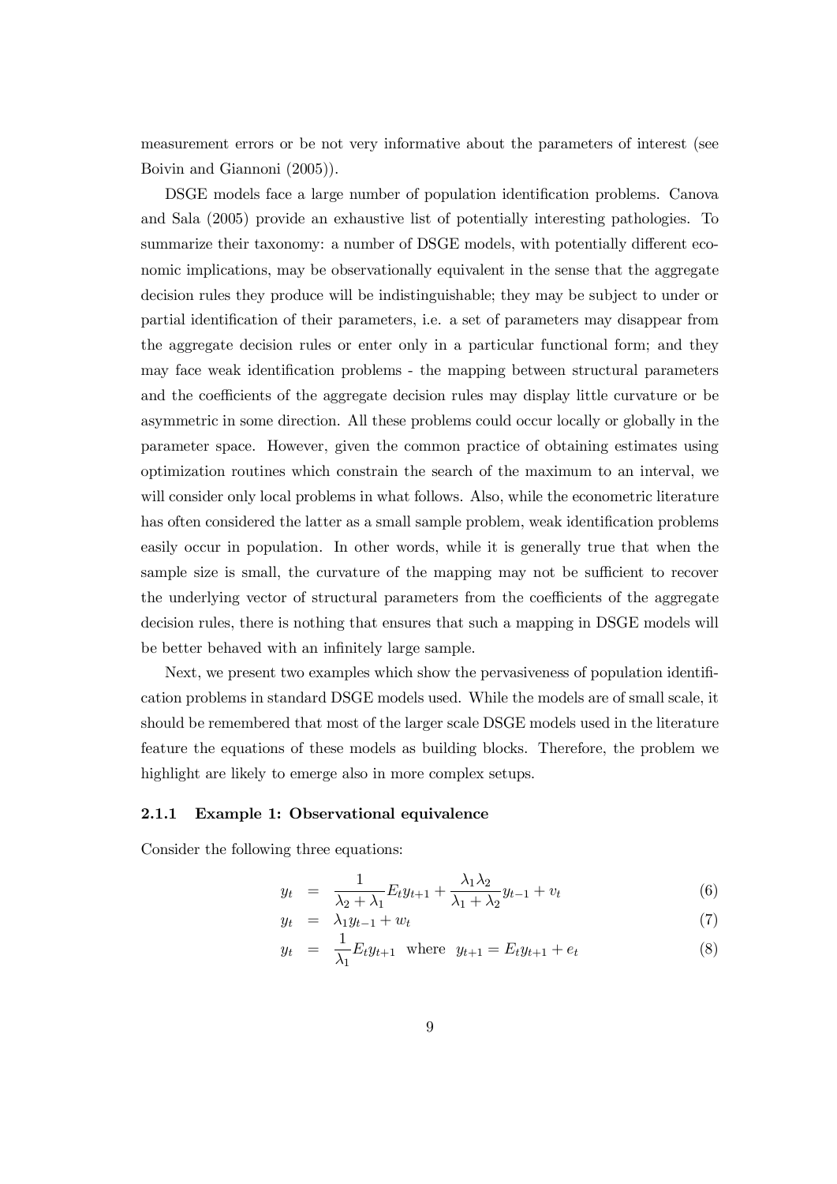measurement errors or be not very informative about the parameters of interest (see Boivin and Giannoni (2005)).

DSGE models face a large number of population identification problems. Canova and Sala (2005) provide an exhaustive list of potentially interesting pathologies. To summarize their taxonomy: a number of DSGE models, with potentially different economic implications, may be observationally equivalent in the sense that the aggregate decision rules they produce will be indistinguishable; they may be subject to under or partial identification of their parameters, i.e. a set of parameters may disappear from the aggregate decision rules or enter only in a particular functional form; and they may face weak identification problems - the mapping between structural parameters and the coefficients of the aggregate decision rules may display little curvature or be asymmetric in some direction. All these problems could occur locally or globally in the parameter space. However, given the common practice of obtaining estimates using optimization routines which constrain the search of the maximum to an interval, we will consider only local problems in what follows. Also, while the econometric literature has often considered the latter as a small sample problem, weak identification problems easily occur in population. In other words, while it is generally true that when the sample size is small, the curvature of the mapping may not be sufficient to recover the underlying vector of structural parameters from the coefficients of the aggregate decision rules, there is nothing that ensures that such a mapping in DSGE models will be better behaved with an infinitely large sample.

Next, we present two examples which show the pervasiveness of population identification problems in standard DSGE models used. While the models are of small scale, it should be remembered that most of the larger scale DSGE models used in the literature feature the equations of these models as building blocks. Therefore, the problem we highlight are likely to emerge also in more complex setups.

### 2.1.1 Example 1: Observational equivalence

Consider the following three equations:

$$y_t = \frac{1}{\lambda_2 + \lambda_1} E_t y_{t+1} + \frac{\lambda_1 \lambda_2}{\lambda_1 + \lambda_2} y_{t-1} + v_t \tag{6}$$

$$y_t = \lambda_1 y_{t-1} + w_t \tag{7}$$

$$y_t = \frac{1}{\lambda_1} E_t y_{t+1} \quad \text{where} \quad y_{t+1} = E_t y_{t+1} + e_t \tag{8}$$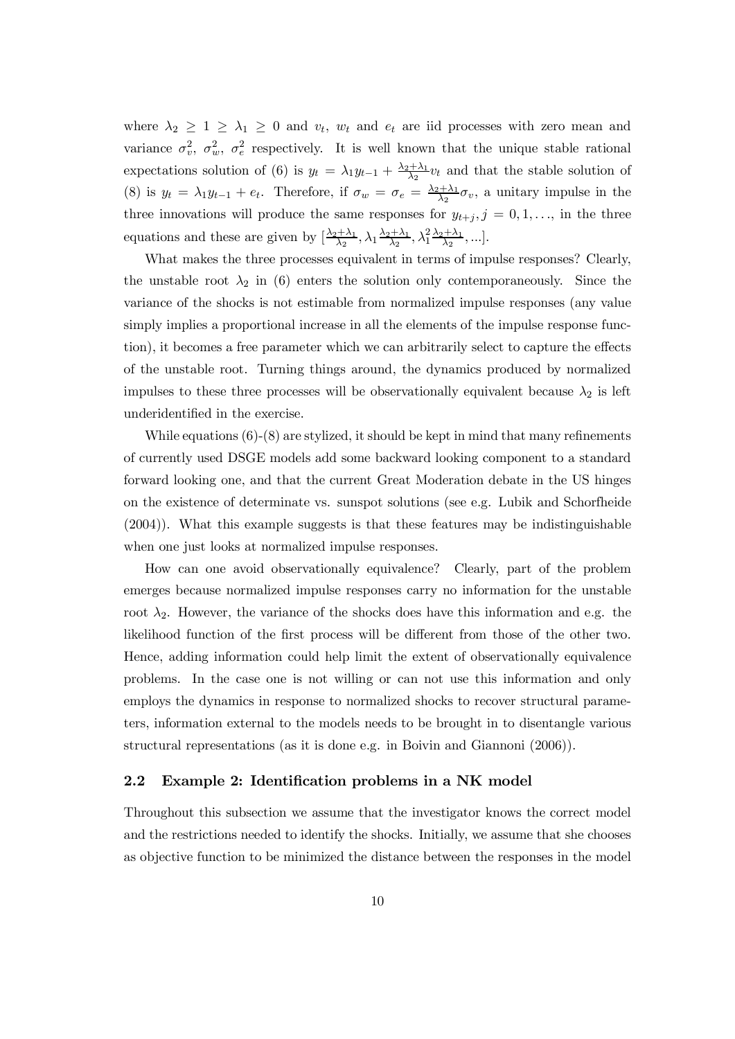where $\lambda_2 \geq 1 \geq \lambda_1 \geq 0$ and $v_t$, $w_t$ and $e_t$ are iid processes with zero mean and variance $\sigma_v^2$, $\sigma_w^2$, $\sigma_e^2$ respectively. It is well known that the unique stable rational expectations solution of (6) is $y_t = \lambda_1 y_{t-1} + \frac{\lambda_2+\lambda_1}{\lambda_2} v_t$ and that the stable solution of (8) is $y_t = \lambda_1 y_{t-1} + e_t$. Therefore, if $\sigma_w = \sigma_e = \frac{\lambda_2+\lambda_1}{\lambda_2}\sigma_v$, a unitary impulse in the three innovations will produce the same responses for $y_{t+j}, j = 0, 1, \ldots$, in the three equations and these are given by $[\frac{\lambda_2+\lambda_1}{\lambda_2}, \lambda_1 \frac{\lambda_2+\lambda_1}{\lambda_2}, \lambda_1^2 \frac{\lambda_2+\lambda_1}{\lambda_2}, \ldots]$.

What makes the three processes equivalent in terms of impulse responses? Clearly, the unstable root $\lambda_2$ in (6) enters the solution only contemporaneously. Since the variance of the shocks is not estimable from normalized impulse responses (any value simply implies a proportional increase in all the elements of the impulse response function), it becomes a free parameter which we can arbitrarily select to capture the effects of the unstable root. Turning things around, the dynamics produced by normalized impulses to these three processes will be observationally equivalent because $\lambda_2$ is left underidentified in the exercise.

While equations (6)-(8) are stylized, it should be kept in mind that many refinements of currently used DSGE models add some backward looking component to a standard forward looking one, and that the current Great Moderation debate in the US hinges on the existence of determinate vs. sunspot solutions (see e.g. Lubik and Schorfheide (2004)). What this example suggests is that these features may be indistinguishable when one just looks at normalized impulse responses.

How can one avoid observationally equivalence? Clearly, part of the problem emerges because normalized impulse responses carry no information for the unstable root $\lambda_2$. However, the variance of the shocks does have this information and e.g. the likelihood function of the first process will be different from those of the other two. Hence, adding information could help limit the extent of observationally equivalence problems. In the case one is not willing or can not use this information and only employs the dynamics in response to normalized shocks to recover structural parameters, information external to the models needs to be brought in to disentangle various structural representations (as it is done e.g. in Boivin and Giannoni (2006)).

## 2.2 Example 2: Identification problems in a NK model

Throughout this subsection we assume that the investigator knows the correct model and the restrictions needed to identify the shocks. Initially, we assume that she chooses as objective function to be minimized the distance between the responses in the model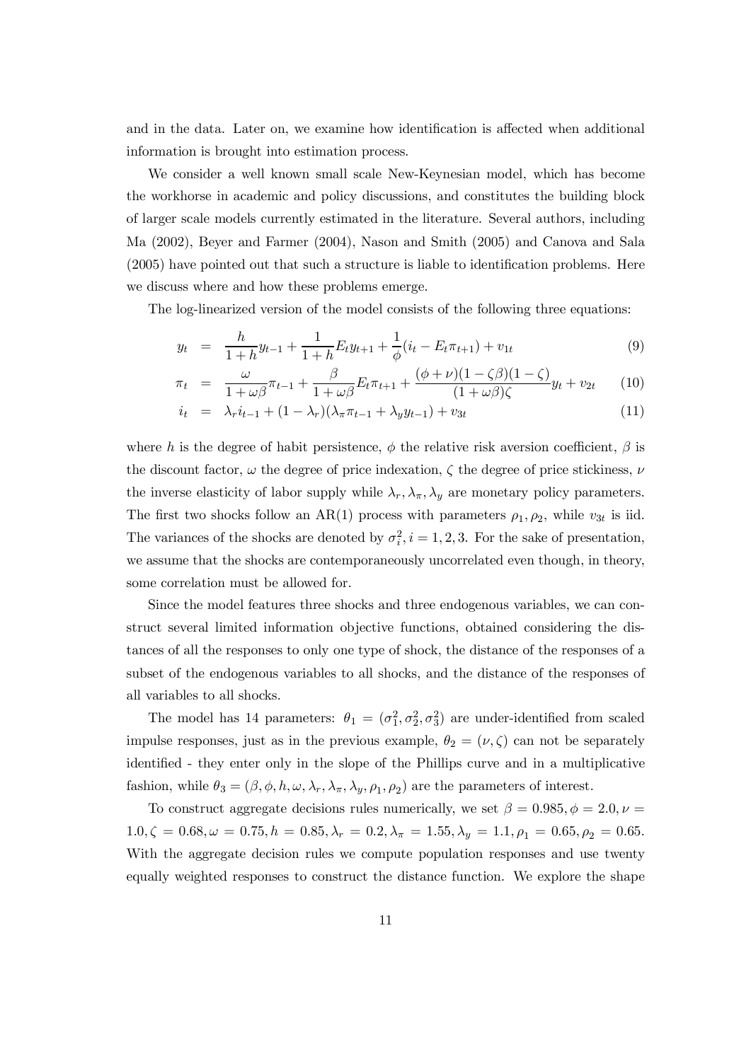and in the data. Later on, we examine how identification is affected when additional information is brought into estimation process.

We consider a well known small scale New-Keynesian model, which has become the workhorse in academic and policy discussions, and constitutes the building block of larger scale models currently estimated in the literature. Several authors, including Ma (2002), Beyer and Farmer (2004), Nason and Smith (2005) and Canova and Sala (2005) have pointed out that such a structure is liable to identification problems. Here we discuss where and how these problems emerge.

The log-linearized version of the model consists of the following three equations:

$$y_t = \frac{h}{1+h}y_{t-1} + \frac{1}{1+h}E_t y_{t+1} + \frac{1}{\phi}(i_t - E_t\pi_{t+1}) + v_{1t} \tag{9}$$

$$\pi_t = \frac{\omega}{1+\omega\beta}\pi_{t-1} + \frac{\beta}{1+\omega\beta}E_t\pi_{t+1} + \frac{(\phi+\nu)(1-\zeta\beta)(1-\zeta)}{(1+\omega\beta)\zeta}y_t + v_{2t} \tag{10}$$

$$i_t = \lambda_r i_{t-1} + (1-\lambda_r)(\lambda_\pi \pi_{t-1} + \lambda_y y_{t-1}) + v_{3t} \tag{11}$$

where $h$ is the degree of habit persistence, $\phi$ the relative risk aversion coefficient, $\beta$ is the discount factor, $\omega$ the degree of price indexation, $\zeta$ the degree of price stickiness, $\nu$ the inverse elasticity of labor supply while $\lambda_r, \lambda_\pi, \lambda_y$ are monetary policy parameters. The first two shocks follow an AR(1) process with parameters $\rho_1, \rho_2$, while $v_{3t}$ is iid. The variances of the shocks are denoted by $\sigma_i^2, i = 1, 2, 3$. For the sake of presentation, we assume that the shocks are contemporaneously uncorrelated even though, in theory, some correlation must be allowed for.

Since the model features three shocks and three endogenous variables, we can construct several limited information objective functions, obtained considering the distances of all the responses to only one type of shock, the distance of the responses of a subset of the endogenous variables to all shocks, and the distance of the responses of all variables to all shocks.

The model has 14 parameters: $\theta_1 = (\sigma_1^2, \sigma_2^2, \sigma_3^2)$ are under-identified from scaled impulse responses, just as in the previous example, $\theta_2 = (\nu, \zeta)$ can not be separately identified - they enter only in the slope of the Phillips curve and in a multiplicative fashion, while $\theta_3 = (\beta, \phi, h, \omega, \lambda_r, \lambda_\pi, \lambda_y, \rho_1, \rho_2)$ are the parameters of interest.

To construct aggregate decisions rules numerically, we set $\beta = 0.985, \phi = 2.0, \nu = 1.0, \zeta = 0.68, \omega = 0.75, h = 0.85, \lambda_r = 0.2, \lambda_\pi = 1.55, \lambda_y = 1.1, \rho_1 = 0.65, \rho_2 = 0.65$. With the aggregate decision rules we compute population responses and use twenty equally weighted responses to construct the distance function. We explore the shape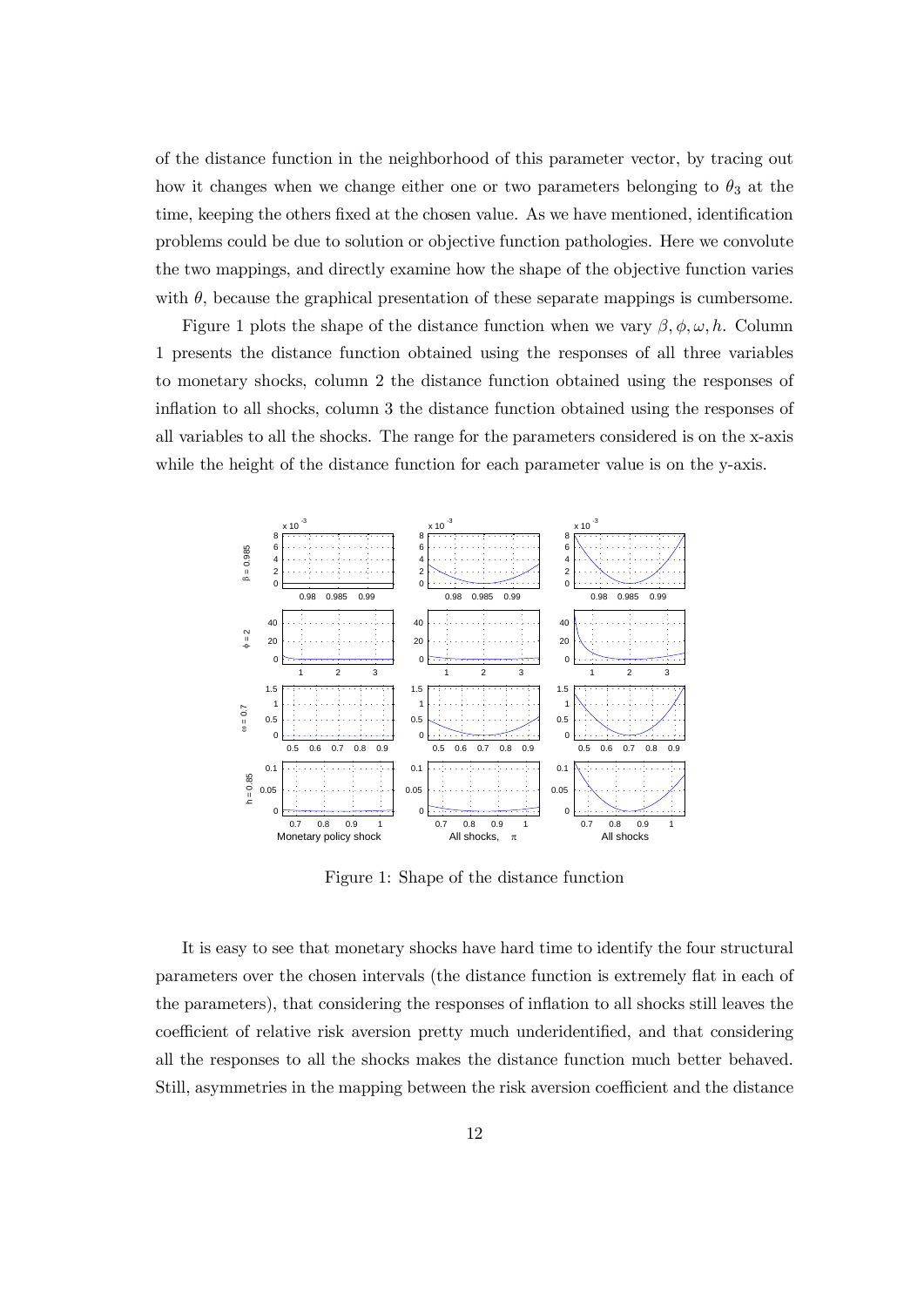of the distance function in the neighborhood of this parameter vector, by tracing out how it changes when we change either one or two parameters belonging to $\theta_3$ at the time, keeping the others fixed at the chosen value. As we have mentioned, identification problems could be due to solution or objective function pathologies. Here we convolute the two mappings, and directly examine how the shape of the objective function varies with $\theta$, because the graphical presentation of these separate mappings is cumbersome.

Figure 1 plots the shape of the distance function when we vary $\beta, \phi, \omega, h$. Column 1 presents the distance function obtained using the responses of all three variables to monetary shocks, column 2 the distance function obtained using the responses of inflation to all shocks, column 3 the distance function obtained using the responses of all variables to all the shocks. The range for the parameters considered is on the x-axis while the height of the distance function for each parameter value is on the y-axis.

Figure 1: Shape of the distance function

It is easy to see that monetary shocks have hard time to identify the four structural parameters over the chosen intervals (the distance function is extremely flat in each of the parameters), that considering the responses of inflation to all shocks still leaves the coefficient of relative risk aversion pretty much underidentified, and that considering all the responses to all the shocks makes the distance function much better behaved. Still, asymmetries in the mapping between the risk aversion coefficient and the distance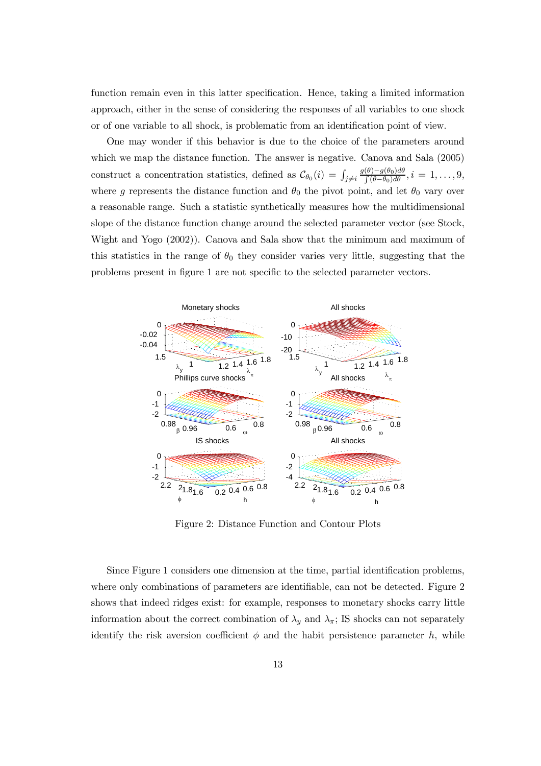function remain even in this latter specification. Hence, taking a limited information approach, either in the sense of considering the responses of all variables to one shock or of one variable to all shock, is problematic from an identification point of view.

One may wonder if this behavior is due to the choice of the parameters around which we map the distance function. The answer is negative. Canova and Sala (2005) construct a concentration statistics, defined as $\mathcal{C}_{\theta_0}(i) = \int_{j \neq i} \frac{g(\theta) - g(\theta_0) d\theta}{\int (\theta - \theta_0) d\theta}, i = 1, \ldots, 9$, where $g$ represents the distance function and $\theta_0$ the pivot point, and let $\theta_0$ vary over a reasonable range. Such a statistic synthetically measures how the multidimensional slope of the distance function change around the selected parameter vector (see Stock, Wight and Yogo (2002)). Canova and Sala show that the minimum and maximum of this statistics in the range of $\theta_0$ they consider varies very little, suggesting that the problems present in figure 1 are not specific to the selected parameter vectors.

Figure 2: Distance Function and Contour Plots

Since Figure 1 considers one dimension at the time, partial identification problems, where only combinations of parameters are identifiable, can not be detected. Figure 2 shows that indeed ridges exist: for example, responses to monetary shocks carry little information about the correct combination of $\lambda_y$ and $\lambda_\pi$; IS shocks can not separately identify the risk aversion coefficient $\phi$ and the habit persistence parameter $h$, while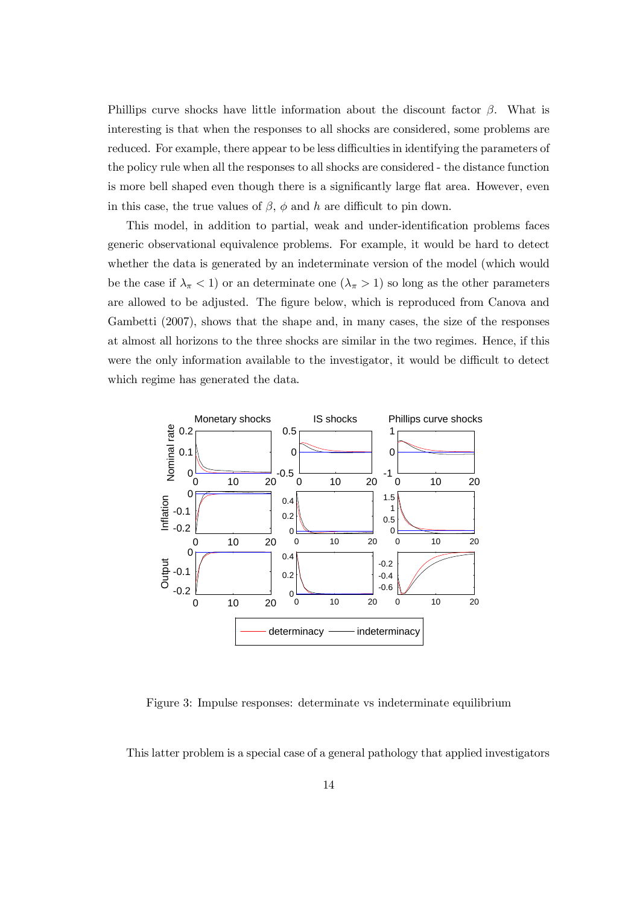Phillips curve shocks have little information about the discount factor $\beta$. What is interesting is that when the responses to all shocks are considered, some problems are reduced. For example, there appear to be less difficulties in identifying the parameters of the policy rule when all the responses to all shocks are considered - the distance function is more bell shaped even though there is a significantly large flat area. However, even in this case, the true values of $\beta$, $\phi$ and $h$ are difficult to pin down.

This model, in addition to partial, weak and under-identification problems faces generic observational equivalence problems. For example, it would be hard to detect whether the data is generated by an indeterminate version of the model (which would be the case if $\lambda_\pi < 1$) or an determinate one ($\lambda_\pi > 1$) so long as the other parameters are allowed to be adjusted. The figure below, which is reproduced from Canova and Gambetti (2007), shows that the shape and, in many cases, the size of the responses at almost all horizons to the three shocks are similar in the two regimes. Hence, if this were the only information available to the investigator, it would be difficult to detect which regime has generated the data.

Figure 3: Impulse responses: determinate vs indeterminate equilibrium

This latter problem is a special case of a general pathology that applied investigators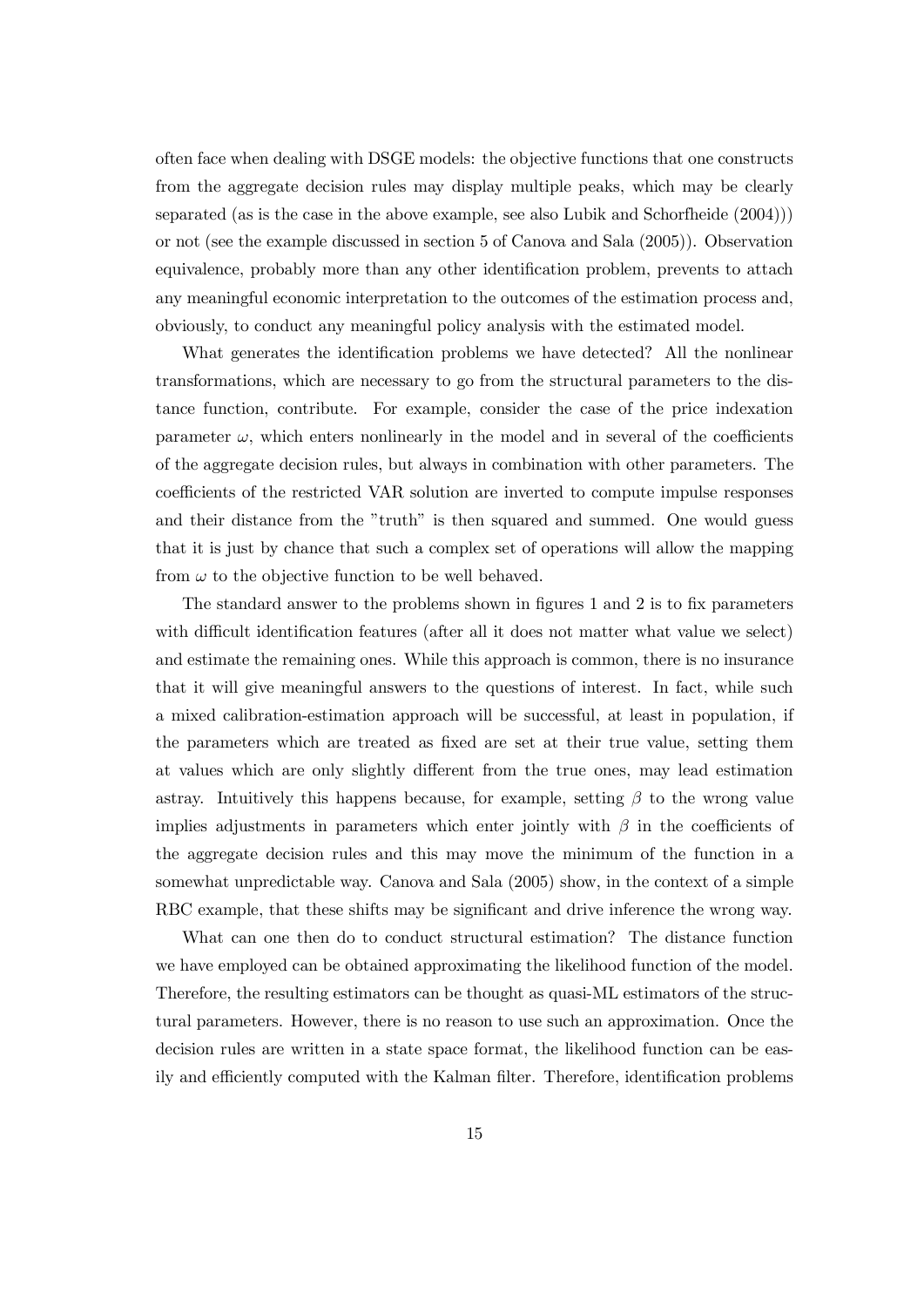often face when dealing with DSGE models: the objective functions that one constructs from the aggregate decision rules may display multiple peaks, which may be clearly separated (as is the case in the above example, see also Lubik and Schorfheide (2004))) or not (see the example discussed in section 5 of Canova and Sala (2005)). Observation equivalence, probably more than any other identification problem, prevents to attach any meaningful economic interpretation to the outcomes of the estimation process and, obviously, to conduct any meaningful policy analysis with the estimated model.

What generates the identification problems we have detected? All the nonlinear transformations, which are necessary to go from the structural parameters to the distance function, contribute. For example, consider the case of the price indexation parameter $\omega$, which enters nonlinearly in the model and in several of the coefficients of the aggregate decision rules, but always in combination with other parameters. The coefficients of the restricted VAR solution are inverted to compute impulse responses and their distance from the "truth" is then squared and summed. One would guess that it is just by chance that such a complex set of operations will allow the mapping from $\omega$ to the objective function to be well behaved.

The standard answer to the problems shown in figures 1 and 2 is to fix parameters with difficult identification features (after all it does not matter what value we select) and estimate the remaining ones. While this approach is common, there is no insurance that it will give meaningful answers to the questions of interest. In fact, while such a mixed calibration-estimation approach will be successful, at least in population, if the parameters which are treated as fixed are set at their true value, setting them at values which are only slightly different from the true ones, may lead estimation astray. Intuitively this happens because, for example, setting $\beta$ to the wrong value implies adjustments in parameters which enter jointly with $\beta$ in the coefficients of the aggregate decision rules and this may move the minimum of the function in a somewhat unpredictable way. Canova and Sala (2005) show, in the context of a simple RBC example, that these shifts may be significant and drive inference the wrong way.

What can one then do to conduct structural estimation? The distance function we have employed can be obtained approximating the likelihood function of the model. Therefore, the resulting estimators can be thought as quasi-ML estimators of the structural parameters. However, there is no reason to use such an approximation. Once the decision rules are written in a state space format, the likelihood function can be easily and efficiently computed with the Kalman filter. Therefore, identification problems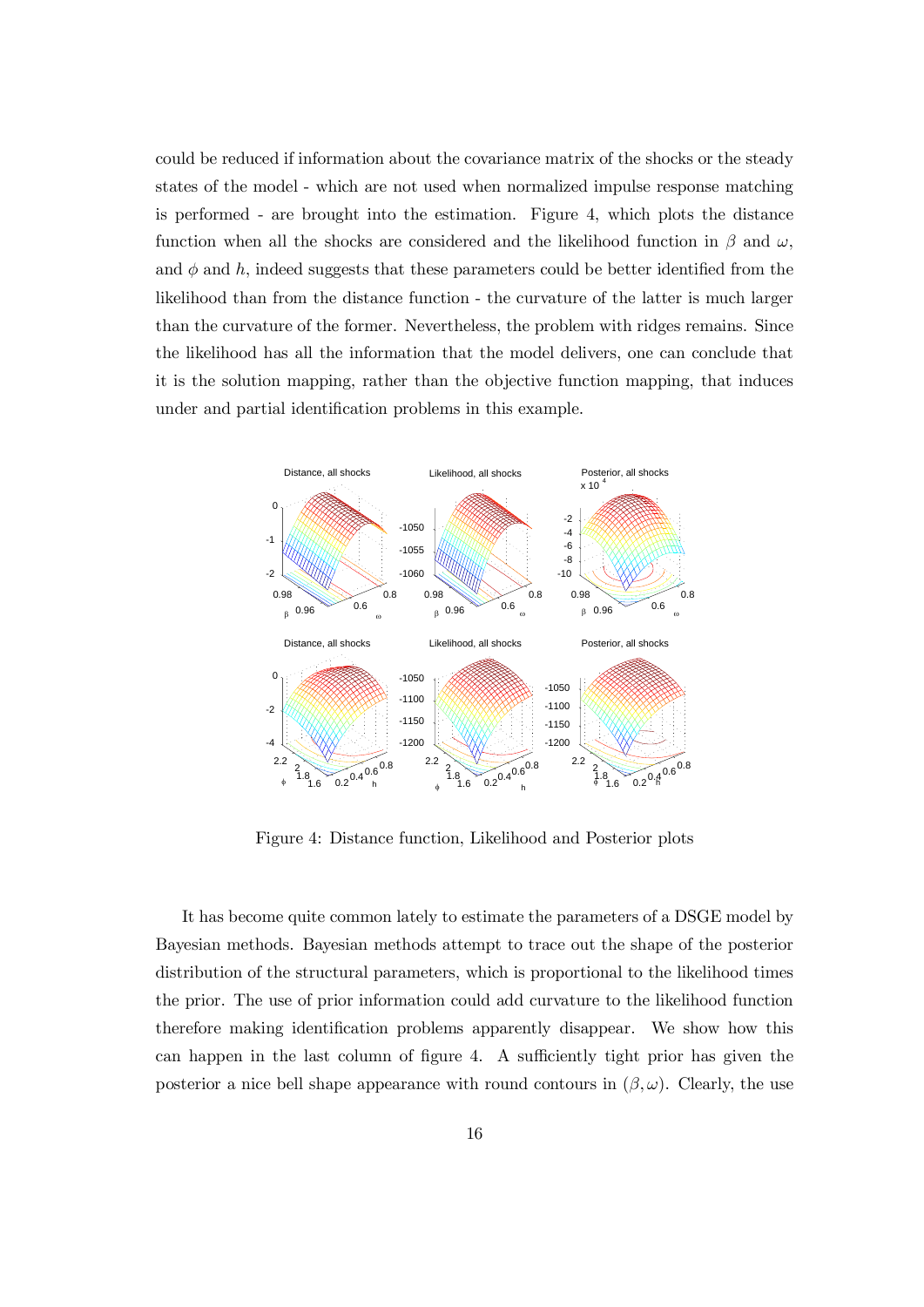could be reduced if information about the covariance matrix of the shocks or the steady states of the model - which are not used when normalized impulse response matching is performed - are brought into the estimation. Figure 4, which plots the distance function when all the shocks are considered and the likelihood function in $\beta$ and $\omega$, and $\phi$ and $h$, indeed suggests that these parameters could be better identified from the likelihood than from the distance function - the curvature of the latter is much larger than the curvature of the former. Nevertheless, the problem with ridges remains. Since the likelihood has all the information that the model delivers, one can conclude that it is the solution mapping, rather than the objective function mapping, that induces under and partial identification problems in this example.

Figure 4: Distance function, Likelihood and Posterior plots

It has become quite common lately to estimate the parameters of a DSGE model by Bayesian methods. Bayesian methods attempt to trace out the shape of the posterior distribution of the structural parameters, which is proportional to the likelihood times the prior. The use of prior information could add curvature to the likelihood function therefore making identification problems apparently disappear. We show how this can happen in the last column of figure 4. A sufficiently tight prior has given the posterior a nice bell shape appearance with round contours in $(\beta, \omega)$. Clearly, the use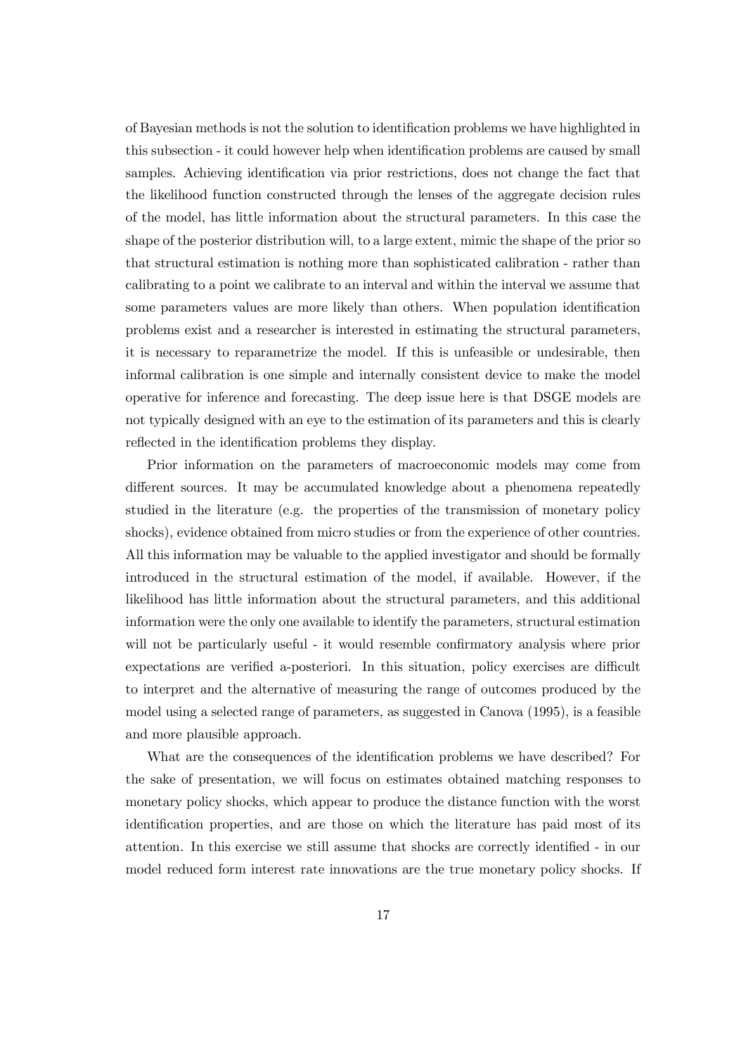of Bayesian methods is not the solution to identification problems we have highlighted in this subsection - it could however help when identification problems are caused by small samples. Achieving identification via prior restrictions, does not change the fact that the likelihood function constructed through the lenses of the aggregate decision rules of the model, has little information about the structural parameters. In this case the shape of the posterior distribution will, to a large extent, mimic the shape of the prior so that structural estimation is nothing more than sophisticated calibration - rather than calibrating to a point we calibrate to an interval and within the interval we assume that some parameters values are more likely than others. When population identification problems exist and a researcher is interested in estimating the structural parameters, it is necessary to reparametrize the model. If this is unfeasible or undesirable, then informal calibration is one simple and internally consistent device to make the model operative for inference and forecasting. The deep issue here is that DSGE models are not typically designed with an eye to the estimation of its parameters and this is clearly reflected in the identification problems they display.

Prior information on the parameters of macroeconomic models may come from different sources. It may be accumulated knowledge about a phenomena repeatedly studied in the literature (e.g. the properties of the transmission of monetary policy shocks), evidence obtained from micro studies or from the experience of other countries. All this information may be valuable to the applied investigator and should be formally introduced in the structural estimation of the model, if available. However, if the likelihood has little information about the structural parameters, and this additional information were the only one available to identify the parameters, structural estimation will not be particularly useful - it would resemble confirmatory analysis where prior expectations are verified a-posteriori. In this situation, policy exercises are difficult to interpret and the alternative of measuring the range of outcomes produced by the model using a selected range of parameters, as suggested in Canova (1995), is a feasible and more plausible approach.

What are the consequences of the identification problems we have described? For the sake of presentation, we will focus on estimates obtained matching responses to monetary policy shocks, which appear to produce the distance function with the worst identification properties, and are those on which the literature has paid most of its attention. In this exercise we still assume that shocks are correctly identified - in our model reduced form interest rate innovations are the true monetary policy shocks. If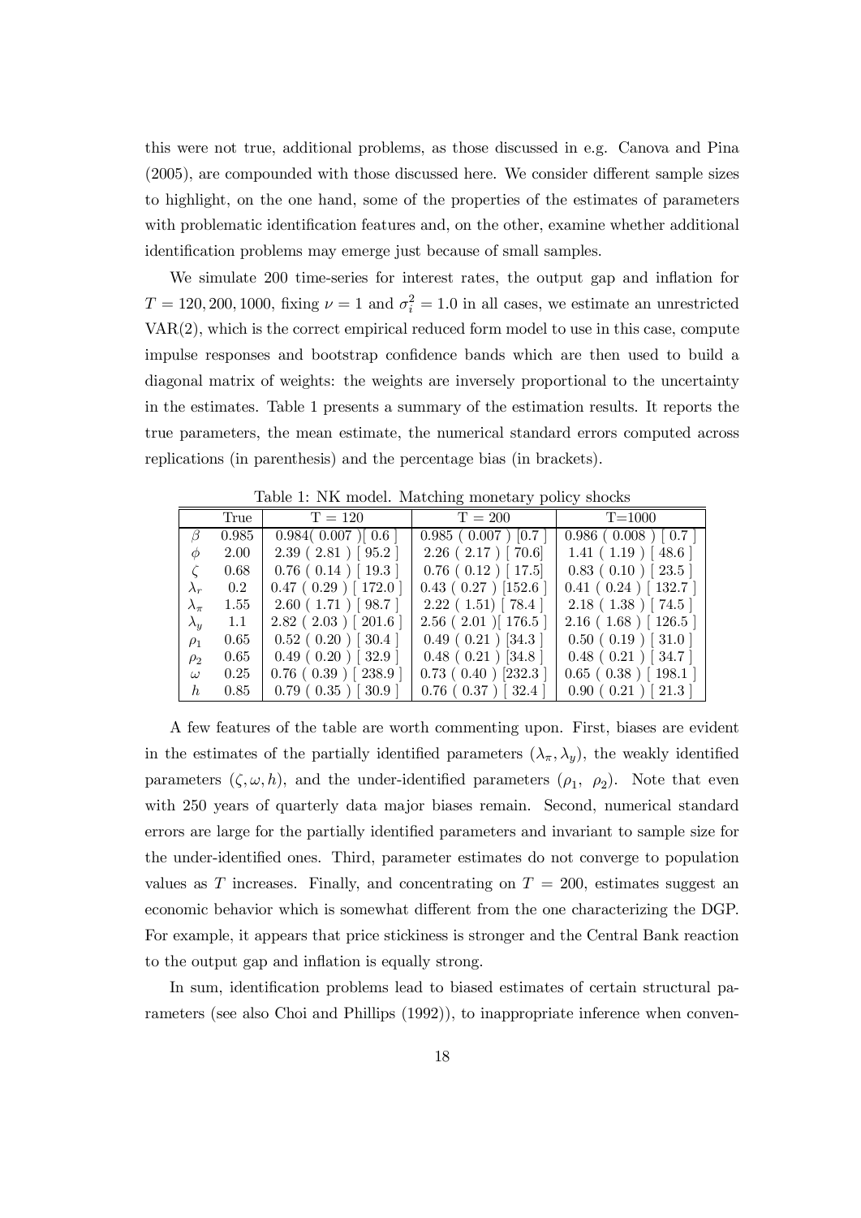this were not true, additional problems, as those discussed in e.g. Canova and Pina (2005), are compounded with those discussed here. We consider different sample sizes to highlight, on the one hand, some of the properties of the estimates of parameters with problematic identification features and, on the other, examine whether additional identification problems may emerge just because of small samples.

We simulate 200 time-series for interest rates, the output gap and inflation for $T = 120, 200, 1000$, fixing $\nu = 1$ and $\sigma_i^2 = 1.0$ in all cases, we estimate an unrestricted VAR(2), which is the correct empirical reduced form model to use in this case, compute impulse responses and bootstrap confidence bands which are then used to build a diagonal matrix of weights: the weights are inversely proportional to the uncertainty in the estimates. Table 1 presents a summary of the estimation results. It reports the true parameters, the mean estimate, the numerical standard errors computed across replications (in parenthesis) and the percentage bias (in brackets).

Table 1: NK model. Matching monetary policy shocks

| | True | T = 120 | T = 200 | T=1000 |
|---|---|---|---|---|
| $\beta$ | 0.985 | 0.984( 0.007 )[ 0.6 ] | 0.985 ( 0.007 ) [0.7 ] | 0.986 ( 0.008 ) [ 0.7 ] |
| $\phi$ | 2.00 | 2.39 ( 2.81 ) [ 95.2 ] | 2.26 ( 2.17 ) [ 70.6] | 1.41 ( 1.19 ) [ 48.6 ] |
| $\zeta$ | 0.68 | 0.76 ( 0.14 ) [ 19.3 ] | 0.76 ( 0.12 ) [ 17.5] | 0.83 ( 0.10 ) [ 23.5 ] |
| $\lambda_r$ | 0.2 | 0.47 ( 0.29 ) [ 172.0 ] | 0.43 ( 0.27 ) [152.6 ] | 0.41 ( 0.24 ) [ 132.7 ] |
| $\lambda_\pi$ | 1.55 | 2.60 ( 1.71 ) [ 98.7 ] | 2.22 ( 1.51) [ 78.4 ] | 2.18 ( 1.38 ) [ 74.5 ] |
| $\lambda_y$ | 1.1 | 2.82 ( 2.03 ) [ 201.6 ] | 2.56 ( 2.01 )[ 176.5 ] | 2.16 ( 1.68 ) [ 126.5 ] |
| $\rho_1$ | 0.65 | 0.52 ( 0.20 ) [ 30.4 ] | 0.49 ( 0.21 ) [34.3 ] | 0.50 ( 0.19 ) [ 31.0 ] |
| $\rho_2$ | 0.65 | 0.49 ( 0.20 ) [ 32.9 ] | 0.48 ( 0.21 ) [34.8 ] | 0.48 ( 0.21 ) [ 34.7 ] |
| $\omega$ | 0.25 | 0.76 ( 0.39 ) [ 238.9 ] | 0.73 ( 0.40 ) [232.3 ] | 0.65 ( 0.38 ) [ 198.1 ] |
| $h$ | 0.85 | 0.79 ( 0.35 ) [ 30.9 ] | 0.76 ( 0.37 ) [ 32.4 ] | 0.90 ( 0.21 ) [ 21.3 ] |

A few features of the table are worth commenting upon. First, biases are evident in the estimates of the partially identified parameters ($\lambda_\pi, \lambda_y$), the weakly identified parameters ($\zeta, \omega, h$), and the under-identified parameters ($\rho_1$, $\rho_2$). Note that even with 250 years of quarterly data major biases remain. Second, numerical standard errors are large for the partially identified parameters and invariant to sample size for the under-identified ones. Third, parameter estimates do not converge to population values as $T$ increases. Finally, and concentrating on $T = 200$, estimates suggest an economic behavior which is somewhat different from the one characterizing the DGP. For example, it appears that price stickiness is stronger and the Central Bank reaction to the output gap and inflation is equally strong.

In sum, identification problems lead to biased estimates of certain structural parameters (see also Choi and Phillips (1992)), to inappropriate inference when conven-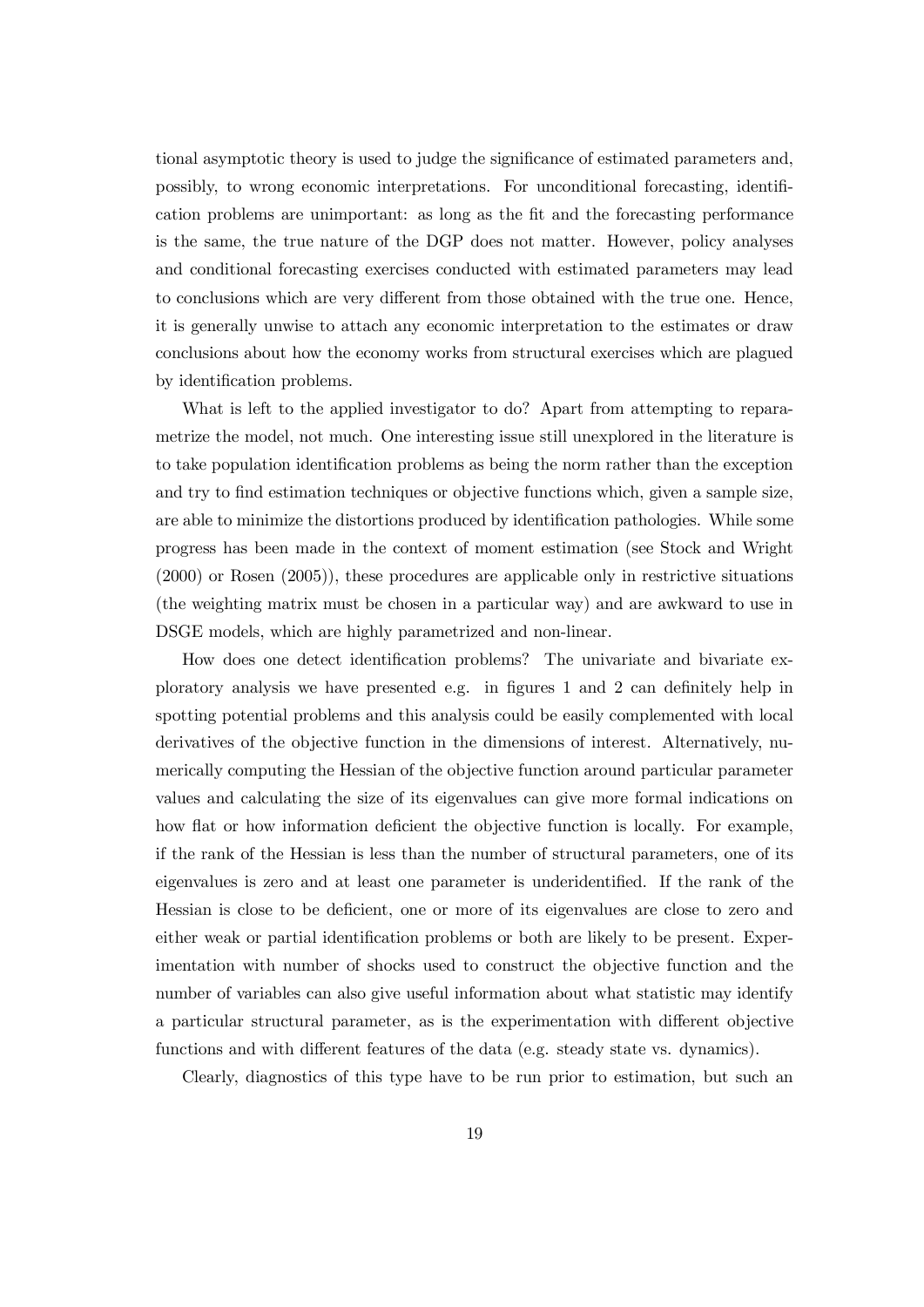tional asymptotic theory is used to judge the significance of estimated parameters and, possibly, to wrong economic interpretations. For unconditional forecasting, identification problems are unimportant: as long as the fit and the forecasting performance is the same, the true nature of the DGP does not matter. However, policy analyses and conditional forecasting exercises conducted with estimated parameters may lead to conclusions which are very different from those obtained with the true one. Hence, it is generally unwise to attach any economic interpretation to the estimates or draw conclusions about how the economy works from structural exercises which are plagued by identification problems.

What is left to the applied investigator to do? Apart from attempting to reparametrize the model, not much. One interesting issue still unexplored in the literature is to take population identification problems as being the norm rather than the exception and try to find estimation techniques or objective functions which, given a sample size, are able to minimize the distortions produced by identification pathologies. While some progress has been made in the context of moment estimation (see Stock and Wright (2000) or Rosen (2005)), these procedures are applicable only in restrictive situations (the weighting matrix must be chosen in a particular way) and are awkward to use in DSGE models, which are highly parametrized and non-linear.

How does one detect identification problems? The univariate and bivariate exploratory analysis we have presented e.g. in figures 1 and 2 can definitely help in spotting potential problems and this analysis could be easily complemented with local derivatives of the objective function in the dimensions of interest. Alternatively, numerically computing the Hessian of the objective function around particular parameter values and calculating the size of its eigenvalues can give more formal indications on how flat or how information deficient the objective function is locally. For example, if the rank of the Hessian is less than the number of structural parameters, one of its eigenvalues is zero and at least one parameter is underidentified. If the rank of the Hessian is close to be deficient, one or more of its eigenvalues are close to zero and either weak or partial identification problems or both are likely to be present. Experimentation with number of shocks used to construct the objective function and the number of variables can also give useful information about what statistic may identify a particular structural parameter, as is the experimentation with different objective functions and with different features of the data (e.g. steady state vs. dynamics).

Clearly, diagnostics of this type have to be run prior to estimation, but such an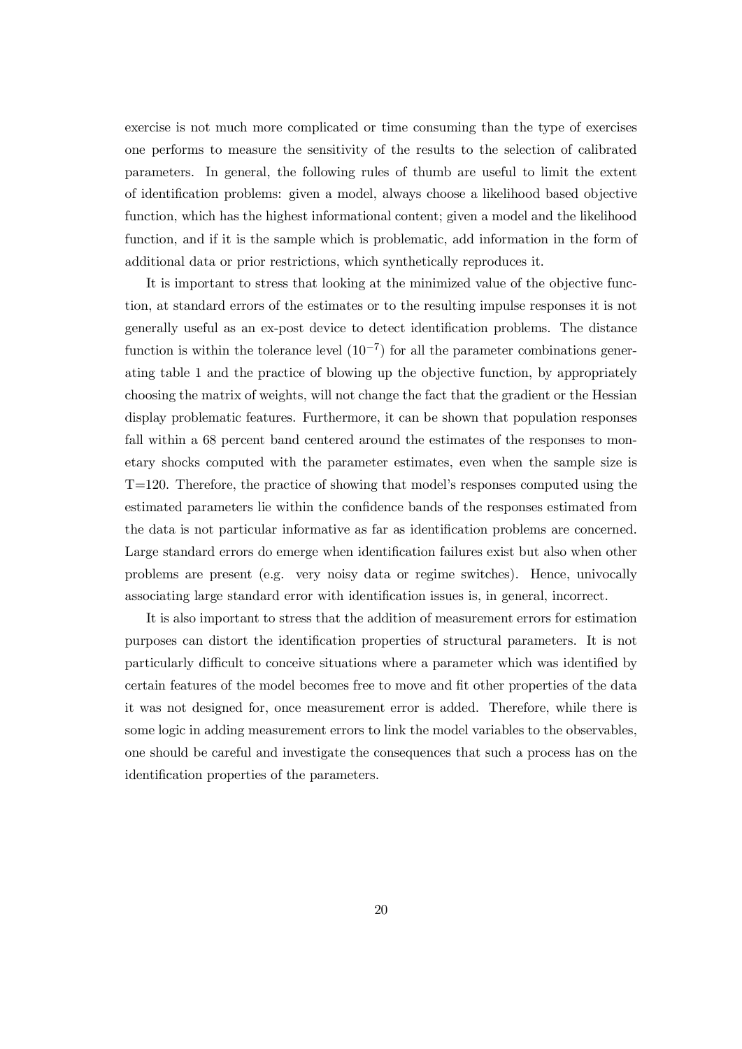exercise is not much more complicated or time consuming than the type of exercises one performs to measure the sensitivity of the results to the selection of calibrated parameters. In general, the following rules of thumb are useful to limit the extent of identification problems: given a model, always choose a likelihood based objective function, which has the highest informational content; given a model and the likelihood function, and if it is the sample which is problematic, add information in the form of additional data or prior restrictions, which synthetically reproduces it.

It is important to stress that looking at the minimized value of the objective function, at standard errors of the estimates or to the resulting impulse responses it is not generally useful as an ex-post device to detect identification problems. The distance function is within the tolerance level ($10^{-7}$) for all the parameter combinations generating table 1 and the practice of blowing up the objective function, by appropriately choosing the matrix of weights, will not change the fact that the gradient or the Hessian display problematic features. Furthermore, it can be shown that population responses fall within a 68 percent band centered around the estimates of the responses to monetary shocks computed with the parameter estimates, even when the sample size is T=120. Therefore, the practice of showing that model's responses computed using the estimated parameters lie within the confidence bands of the responses estimated from the data is not particular informative as far as identification problems are concerned. Large standard errors do emerge when identification failures exist but also when other problems are present (e.g. very noisy data or regime switches). Hence, univocally associating large standard error with identification issues is, in general, incorrect.

It is also important to stress that the addition of measurement errors for estimation purposes can distort the identification properties of structural parameters. It is not particularly difficult to conceive situations where a parameter which was identified by certain features of the model becomes free to move and fit other properties of the data it was not designed for, once measurement error is added. Therefore, while there is some logic in adding measurement errors to link the model variables to the observables, one should be careful and investigate the consequences that such a process has on the identification properties of the parameters.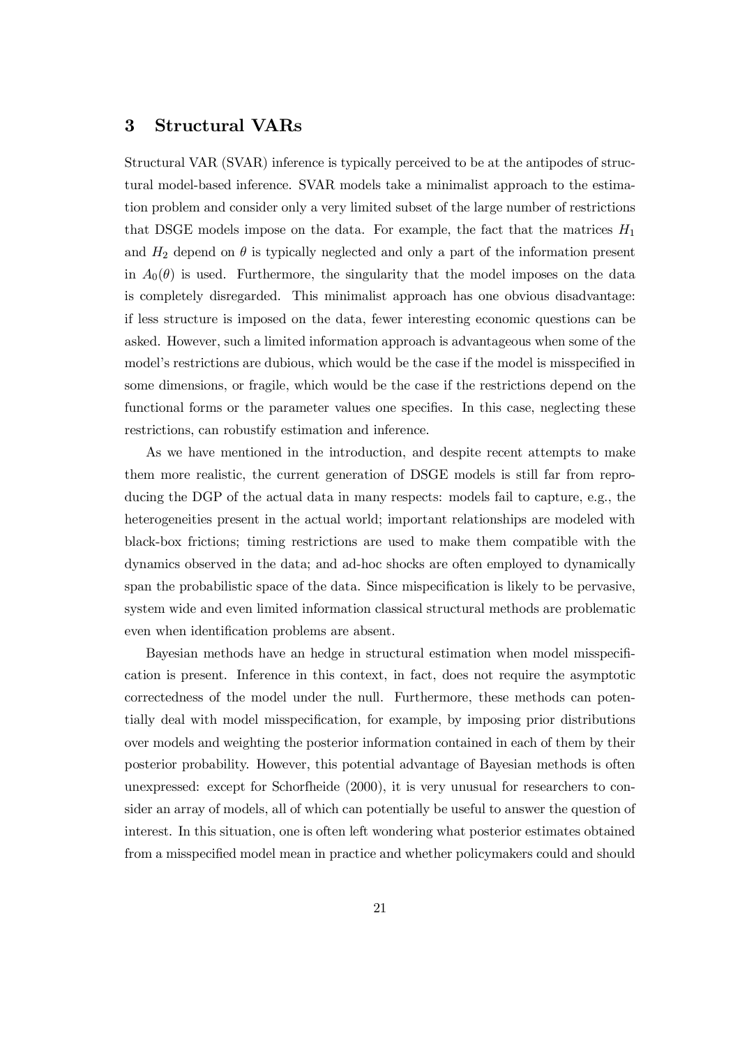## 3 Structural VARs

Structural VAR (SVAR) inference is typically perceived to be at the antipodes of structural model-based inference. SVAR models take a minimalist approach to the estimation problem and consider only a very limited subset of the large number of restrictions that DSGE models impose on the data. For example, the fact that the matrices $H_1$ and $H_2$ depend on $\theta$ is typically neglected and only a part of the information present in $A_0(\theta)$ is used. Furthermore, the singularity that the model imposes on the data is completely disregarded. This minimalist approach has one obvious disadvantage: if less structure is imposed on the data, fewer interesting economic questions can be asked. However, such a limited information approach is advantageous when some of the model's restrictions are dubious, which would be the case if the model is misspecified in some dimensions, or fragile, which would be the case if the restrictions depend on the functional forms or the parameter values one specifies. In this case, neglecting these restrictions, can robustify estimation and inference.

As we have mentioned in the introduction, and despite recent attempts to make them more realistic, the current generation of DSGE models is still far from reproducing the DGP of the actual data in many respects: models fail to capture, e.g., the heterogeneities present in the actual world; important relationships are modeled with black-box frictions; timing restrictions are used to make them compatible with the dynamics observed in the data; and ad-hoc shocks are often employed to dynamically span the probabilistic space of the data. Since misspecification is likely to be pervasive, system wide and even limited information classical structural methods are problematic even when identification problems are absent.

Bayesian methods have an hedge in structural estimation when model misspecification is present. Inference in this context, in fact, does not require the asymptotic correctedness of the model under the null. Furthermore, these methods can potentially deal with model misspecification, for example, by imposing prior distributions over models and weighting the posterior information contained in each of them by their posterior probability. However, this potential advantage of Bayesian methods is often unexpressed: except for Schorfheide (2000), it is very unusual for researchers to consider an array of models, all of which can potentially be useful to answer the question of interest. In this situation, one is often left wondering what posterior estimates obtained from a misspecified model mean in practice and whether policymakers could and should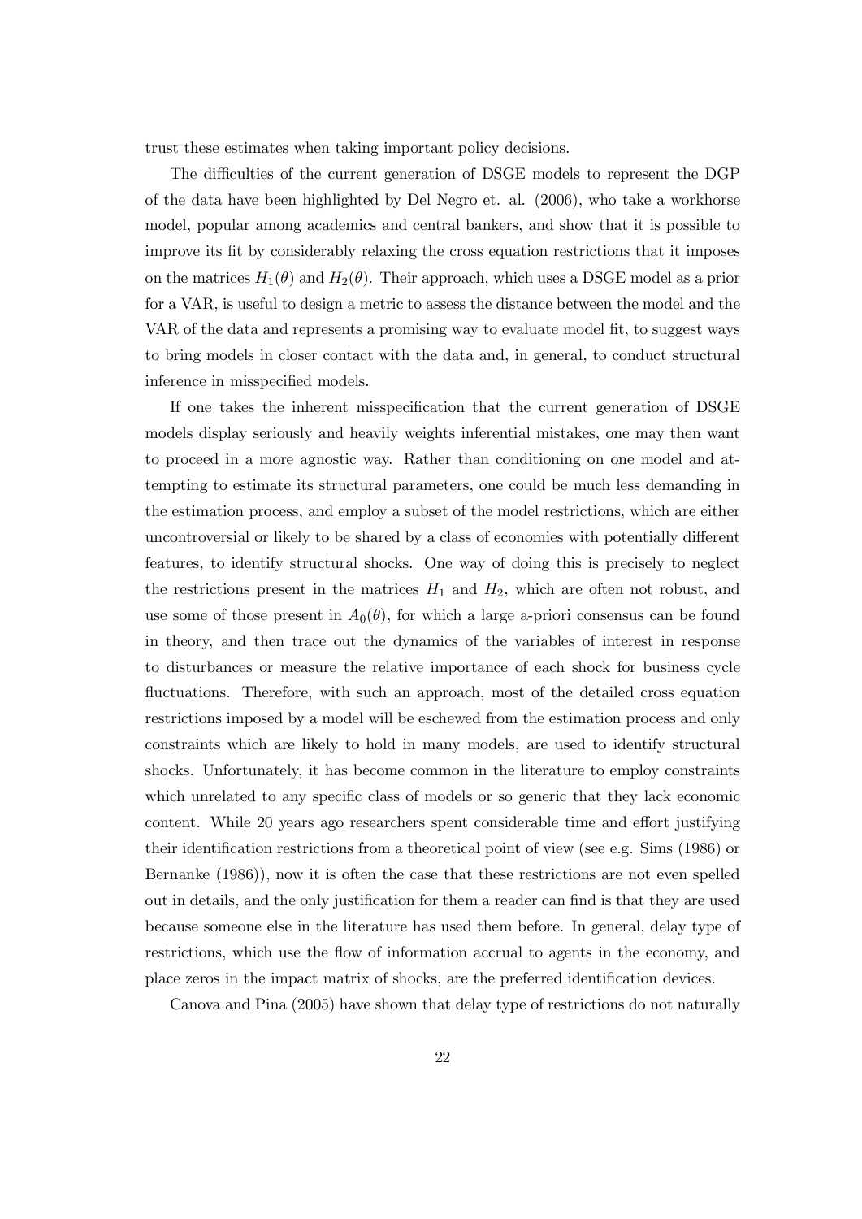trust these estimates when taking important policy decisions.

The difficulties of the current generation of DSGE models to represent the DGP of the data have been highlighted by Del Negro et. al. (2006), who take a workhorse model, popular among academics and central bankers, and show that it is possible to improve its fit by considerably relaxing the cross equation restrictions that it imposes on the matrices $H_1(\theta)$ and $H_2(\theta)$. Their approach, which uses a DSGE model as a prior for a VAR, is useful to design a metric to assess the distance between the model and the VAR of the data and represents a promising way to evaluate model fit, to suggest ways to bring models in closer contact with the data and, in general, to conduct structural inference in misspecified models.

If one takes the inherent misspecification that the current generation of DSGE models display seriously and heavily weights inferential mistakes, one may then want to proceed in a more agnostic way. Rather than conditioning on one model and attempting to estimate its structural parameters, one could be much less demanding in the estimation process, and employ a subset of the model restrictions, which are either uncontroversial or likely to be shared by a class of economies with potentially different features, to identify structural shocks. One way of doing this is precisely to neglect the restrictions present in the matrices $H_1$ and $H_2$, which are often not robust, and use some of those present in $A_0(\theta)$, for which a large a-priori consensus can be found in theory, and then trace out the dynamics of the variables of interest in response to disturbances or measure the relative importance of each shock for business cycle fluctuations. Therefore, with such an approach, most of the detailed cross equation restrictions imposed by a model will be eschewed from the estimation process and only constraints which are likely to hold in many models, are used to identify structural shocks. Unfortunately, it has become common in the literature to employ constraints which unrelated to any specific class of models or so generic that they lack economic content. While 20 years ago researchers spent considerable time and effort justifying their identification restrictions from a theoretical point of view (see e.g. Sims (1986) or Bernanke (1986)), now it is often the case that these restrictions are not even spelled out in details, and the only justification for them a reader can find is that they are used because someone else in the literature has used them before. In general, delay type of restrictions, which use the flow of information accrual to agents in the economy, and place zeros in the impact matrix of shocks, are the preferred identification devices.

Canova and Pina (2005) have shown that delay type of restrictions do not naturally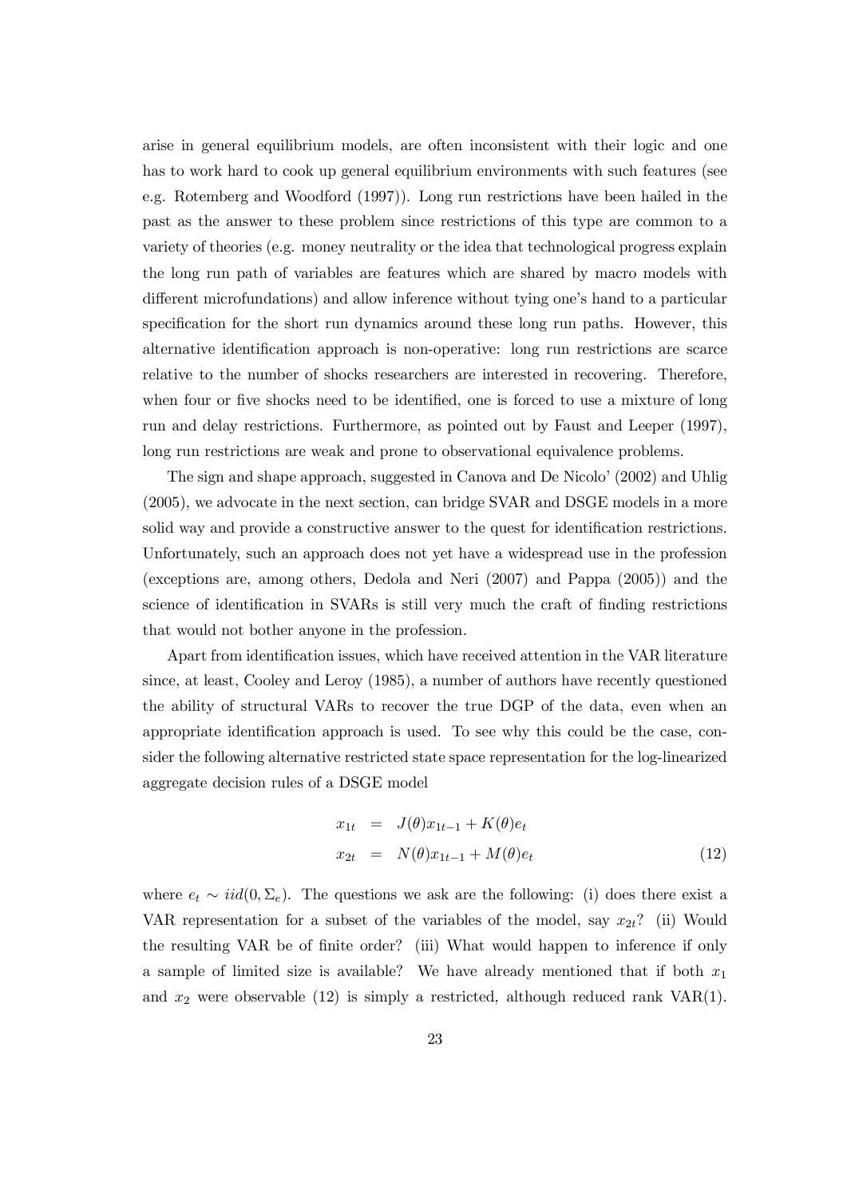arise in general equilibrium models, are often inconsistent with their logic and one has to work hard to cook up general equilibrium environments with such features (see e.g. Rotemberg and Woodford (1997)). Long run restrictions have been hailed in the past as the answer to these problem since restrictions of this type are common to a variety of theories (e.g. money neutrality or the idea that technological progress explain the long run path of variables are features which are shared by macro models with different microfundations) and allow inference without tying one's hand to a particular specification for the short run dynamics around these long run paths. However, this alternative identification approach is non-operative: long run restrictions are scarce relative to the number of shocks researchers are interested in recovering. Therefore, when four or five shocks need to be identified, one is forced to use a mixture of long run and delay restrictions. Furthermore, as pointed out by Faust and Leeper (1997), long run restrictions are weak and prone to observational equivalence problems.

The sign and shape approach, suggested in Canova and De Nicolo' (2002) and Uhlig (2005), we advocate in the next section, can bridge SVAR and DSGE models in a more solid way and provide a constructive answer to the quest for identification restrictions. Unfortunately, such an approach does not yet have a widespread use in the profession (exceptions are, among others, Dedola and Neri (2007) and Pappa (2005)) and the science of identification in SVARs is still very much the craft of finding restrictions that would not bother anyone in the profession.

Apart from identification issues, which have received attention in the VAR literature since, at least, Cooley and Leroy (1985), a number of authors have recently questioned the ability of structural VARs to recover the true DGP of the data, even when an appropriate identification approach is used. To see why this could be the case, consider the following alternative restricted state space representation for the log-linearized aggregate decision rules of a DSGE model

$$
\begin{aligned}
x_{1t} &= J(\theta)x_{1t-1} + K(\theta)e_t \\
x_{2t} &= N(\theta)x_{1t-1} + M(\theta)e_t
\end{aligned}
\tag{12}
$$

where $e_t \sim iid(0, \Sigma_e)$. The questions we ask are the following: (i) does there exist a VAR representation for a subset of the variables of the model, say $x_{2t}$? (ii) Would the resulting VAR be of finite order? (iii) What would happen to inference if only a sample of limited size is available? We have already mentioned that if both $x_1$ and $x_2$ were observable (12) is simply a restricted, although reduced rank VAR(1).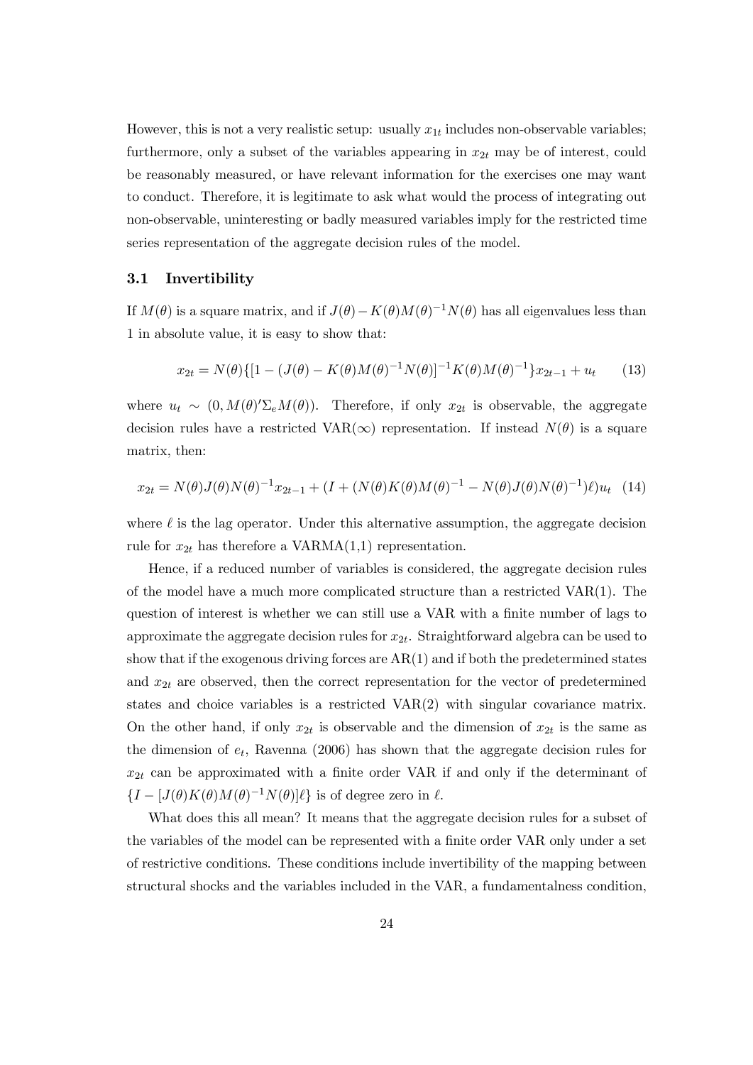However, this is not a very realistic setup: usually $x_{1t}$ includes non-observable variables; furthermore, only a subset of the variables appearing in $x_{2t}$ may be of interest, could be reasonably measured, or have relevant information for the exercises one may want to conduct. Therefore, it is legitimate to ask what would the process of integrating out non-observable, uninteresting or badly measured variables imply for the restricted time series representation of the aggregate decision rules of the model.

### 3.1 Invertibility

If $M(\theta)$ is a square matrix, and if $J(\theta) - K(\theta)M(\theta)^{-1}N(\theta)$ has all eigenvalues less than 1 in absolute value, it is easy to show that:

$$x_{2t} = N(\theta)\{[1 - (J(\theta) - K(\theta)M(\theta)^{-1}N(\theta)]^{-1}K(\theta)M(\theta)^{-1}\}x_{2t-1} + u_t \tag{13}$$

where $u_t \sim (0, M(\theta)'\Sigma_e M(\theta))$. Therefore, if only $x_{2t}$ is observable, the aggregate decision rules have a restricted VAR($\infty$) representation. If instead $N(\theta)$ is a square matrix, then:

$$x_{2t} = N(\theta)J(\theta)N(\theta)^{-1}x_{2t-1} + (I + (N(\theta)K(\theta)M(\theta)^{-1} - N(\theta)J(\theta)N(\theta)^{-1})\ell)u_t \tag{14}$$

where $\ell$ is the lag operator. Under this alternative assumption, the aggregate decision rule for $x_{2t}$ has therefore a VARMA(1,1) representation.

Hence, if a reduced number of variables is considered, the aggregate decision rules of the model have a much more complicated structure than a restricted VAR(1). The question of interest is whether we can still use a VAR with a finite number of lags to approximate the aggregate decision rules for $x_{2t}$. Straightforward algebra can be used to show that if the exogenous driving forces are AR(1) and if both the predetermined states and $x_{2t}$ are observed, then the correct representation for the vector of predetermined states and choice variables is a restricted VAR(2) with singular covariance matrix. On the other hand, if only $x_{2t}$ is observable and the dimension of $x_{2t}$ is the same as the dimension of $e_t$, Ravenna (2006) has shown that the aggregate decision rules for $x_{2t}$ can be approximated with a finite order VAR if and only if the determinant of $\{I - [J(\theta)K(\theta)M(\theta)^{-1}N(\theta)]\ell\}$ is of degree zero in $\ell$.

What does this all mean? It means that the aggregate decision rules for a subset of the variables of the model can be represented with a finite order VAR only under a set of restrictive conditions. These conditions include invertibility of the mapping between structural shocks and the variables included in the VAR, a fundamentalness condition,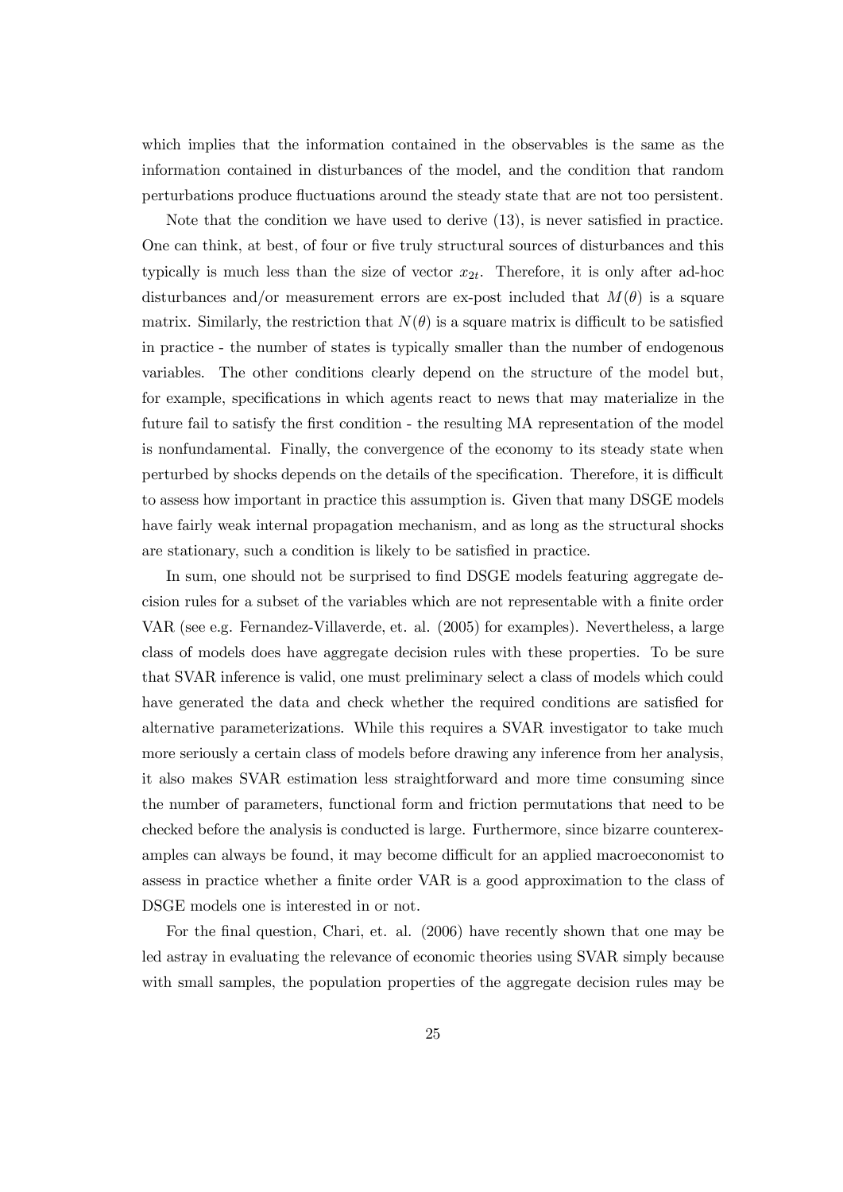which implies that the information contained in the observables is the same as the information contained in disturbances of the model, and the condition that random perturbations produce fluctuations around the steady state that are not too persistent.

Note that the condition we have used to derive (13), is never satisfied in practice. One can think, at best, of four or five truly structural sources of disturbances and this typically is much less than the size of vector $x_{2t}$. Therefore, it is only after ad-hoc disturbances and/or measurement errors are ex-post included that $M(\theta)$ is a square matrix. Similarly, the restriction that $N(\theta)$ is a square matrix is difficult to be satisfied in practice - the number of states is typically smaller than the number of endogenous variables. The other conditions clearly depend on the structure of the model but, for example, specifications in which agents react to news that may materialize in the future fail to satisfy the first condition - the resulting MA representation of the model is nonfundamental. Finally, the convergence of the economy to its steady state when perturbed by shocks depends on the details of the specification. Therefore, it is difficult to assess how important in practice this assumption is. Given that many DSGE models have fairly weak internal propagation mechanism, and as long as the structural shocks are stationary, such a condition is likely to be satisfied in practice.

In sum, one should not be surprised to find DSGE models featuring aggregate decision rules for a subset of the variables which are not representable with a finite order VAR (see e.g. Fernandez-Villaverde, et. al. (2005) for examples). Nevertheless, a large class of models does have aggregate decision rules with these properties. To be sure that SVAR inference is valid, one must preliminary select a class of models which could have generated the data and check whether the required conditions are satisfied for alternative parameterizations. While this requires a SVAR investigator to take much more seriously a certain class of models before drawing any inference from her analysis, it also makes SVAR estimation less straightforward and more time consuming since the number of parameters, functional form and friction permutations that need to be checked before the analysis is conducted is large. Furthermore, since bizarre counterexamples can always be found, it may become difficult for an applied macroeconomist to assess in practice whether a finite order VAR is a good approximation to the class of DSGE models one is interested in or not.

For the final question, Chari, et. al. (2006) have recently shown that one may be led astray in evaluating the relevance of economic theories using SVAR simply because with small samples, the population properties of the aggregate decision rules may be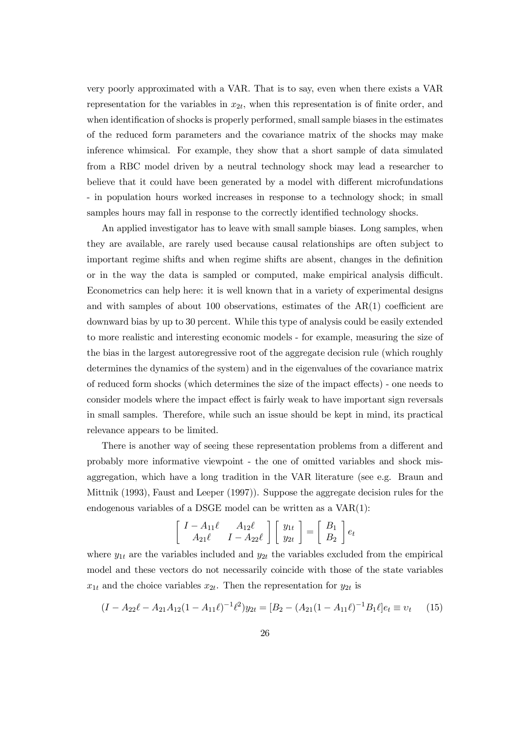very poorly approximated with a VAR. That is to say, even when there exists a VAR representation for the variables in $x_{2t}$, when this representation is of finite order, and when identification of shocks is properly performed, small sample biases in the estimates of the reduced form parameters and the covariance matrix of the shocks may make inference whimsical. For example, they show that a short sample of data simulated from a RBC model driven by a neutral technology shock may lead a researcher to believe that it could have been generated by a model with different microfundations - in population hours worked increases in response to a technology shock; in small samples hours may fall in response to the correctly identified technology shocks.

An applied investigator has to leave with small sample biases. Long samples, when they are available, are rarely used because causal relationships are often subject to important regime shifts and when regime shifts are absent, changes in the definition or in the way the data is sampled or computed, make empirical analysis difficult. Econometrics can help here: it is well known that in a variety of experimental designs and with samples of about 100 observations, estimates of the AR(1) coefficient are downward bias by up to 30 percent. While this type of analysis could be easily extended to more realistic and interesting economic models - for example, measuring the size of the bias in the largest autoregressive root of the aggregate decision rule (which roughly determines the dynamics of the system) and in the eigenvalues of the covariance matrix of reduced form shocks (which determines the size of the impact effects) - one needs to consider models where the impact effect is fairly weak to have important sign reversals in small samples. Therefore, while such an issue should be kept in mind, its practical relevance appears to be limited.

There is another way of seeing these representation problems from a different and probably more informative viewpoint - the one of omitted variables and shock misaggregation, which have a long tradition in the VAR literature (see e.g. Braun and Mittnik (1993), Faust and Leeper (1997)). Suppose the aggregate decision rules for the endogenous variables of a DSGE model can be written as a VAR(1):

$$\begin{bmatrix} I - A_{11}\ell & A_{12}\ell \\ A_{21}\ell & I - A_{22}\ell \end{bmatrix} \begin{bmatrix} y_{1t} \\ y_{2t} \end{bmatrix} = \begin{bmatrix} B_1 \\ B_2 \end{bmatrix} e_t$$

where $y_{1t}$ are the variables included and $y_{2t}$ the variables excluded from the empirical model and these vectors do not necessarily coincide with those of the state variables $x_{1t}$ and the choice variables $x_{2t}$. Then the representation for $y_{2t}$ is

$$(I - A_{22}\ell - A_{21}A_{12}(1 - A_{11}\ell)^{-1}\ell^2)y_{2t} = [B_2 - (A_{21}(1 - A_{11}\ell)^{-1}B_1\ell]e_t \equiv v_t \qquad (15)$$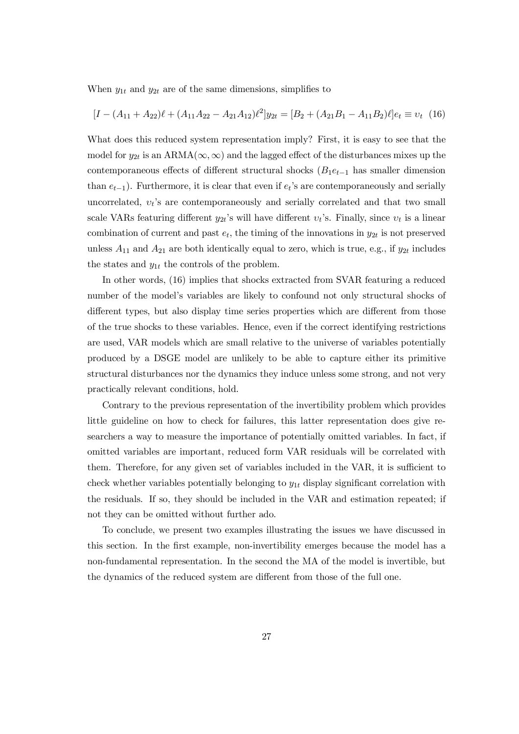When $y_{1t}$ and $y_{2t}$ are of the same dimensions, simplifies to

$$[I - (A_{11} + A_{22})\ell + (A_{11}A_{22} - A_{21}A_{12})\ell^2]y_{2t} = [B_2 + (A_{21}B_1 - A_{11}B_2)\ell]e_t \equiv \upsilon_t \quad (16)$$

What does this reduced system representation imply? First, it is easy to see that the model for $y_{2t}$ is an ARMA$(\infty, \infty)$ and the lagged effect of the disturbances mixes up the contemporaneous effects of different structural shocks ($B_1 e_{t-1}$ has smaller dimension than $e_{t-1}$). Furthermore, it is clear that even if $e_t$'s are contemporaneously and serially uncorrelated, $\upsilon_t$'s are contemporaneously and serially correlated and that two small scale VARs featuring different $y_{2t}$'s will have different $\upsilon_t$'s. Finally, since $\upsilon_t$ is a linear combination of current and past $e_t$, the timing of the innovations in $y_{2t}$ is not preserved unless $A_{11}$ and $A_{21}$ are both identically equal to zero, which is true, e.g., if $y_{2t}$ includes the states and $y_{1t}$ the controls of the problem.

In other words, (16) implies that shocks extracted from SVAR featuring a reduced number of the model's variables are likely to confound not only structural shocks of different types, but also display time series properties which are different from those of the true shocks to these variables. Hence, even if the correct identifying restrictions are used, VAR models which are small relative to the universe of variables potentially produced by a DSGE model are unlikely to be able to capture either its primitive structural disturbances nor the dynamics they induce unless some strong, and not very practically relevant conditions, hold.

Contrary to the previous representation of the invertibility problem which provides little guideline on how to check for failures, this latter representation does give researchers a way to measure the importance of potentially omitted variables. In fact, if omitted variables are important, reduced form VAR residuals will be correlated with them. Therefore, for any given set of variables included in the VAR, it is sufficient to check whether variables potentially belonging to $y_{1t}$ display significant correlation with the residuals. If so, they should be included in the VAR and estimation repeated; if not they can be omitted without further ado.

To conclude, we present two examples illustrating the issues we have discussed in this section. In the first example, non-invertibility emerges because the model has a non-fundamental representation. In the second the MA of the model is invertible, but the dynamics of the reduced system are different from those of the full one.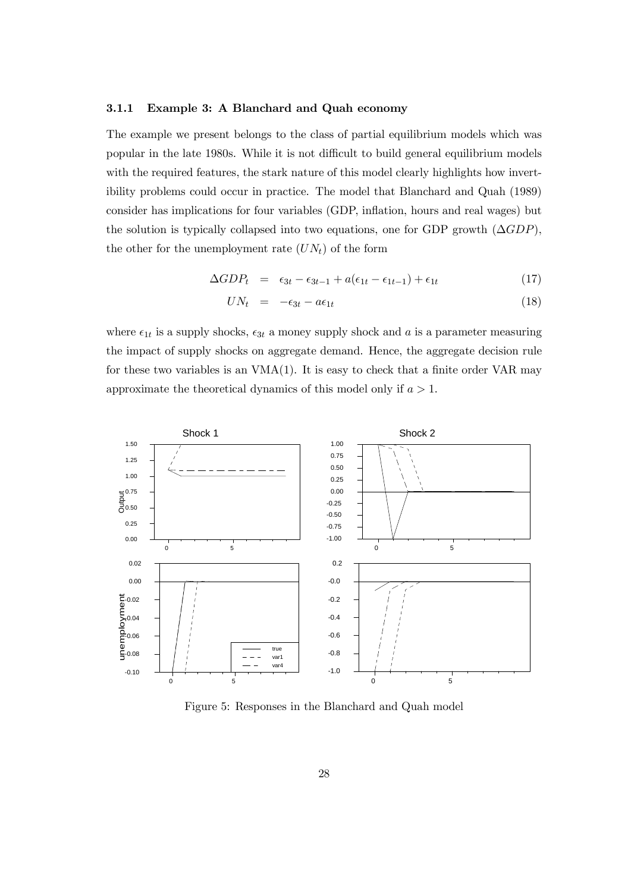#### 3.1.1 Example 3: A Blanchard and Quah economy

The example we present belongs to the class of partial equilibrium models which was popular in the late 1980s. While it is not difficult to build general equilibrium models with the required features, the stark nature of this model clearly highlights how invertibility problems could occur in practice. The model that Blanchard and Quah (1989) consider has implications for four variables (GDP, inflation, hours and real wages) but the solution is typically collapsed into two equations, one for GDP growth ($\Delta GDP$), the other for the unemployment rate ($UN_t$) of the form

$$\Delta GDP_t = \epsilon_{3t} - \epsilon_{3t-1} + a(\epsilon_{1t} - \epsilon_{1t-1}) + \epsilon_{1t} \tag{17}$$

$$UN_t = -\epsilon_{3t} - a\epsilon_{1t} \tag{18}$$

where $\epsilon_{1t}$ is a supply shocks, $\epsilon_{3t}$ a money supply shock and $a$ is a parameter measuring the impact of supply shocks on aggregate demand. Hence, the aggregate decision rule for these two variables is an VMA(1). It is easy to check that a finite order VAR may approximate the theoretical dynamics of this model only if $a > 1$.

Figure 5: Responses in the Blanchard and Quah model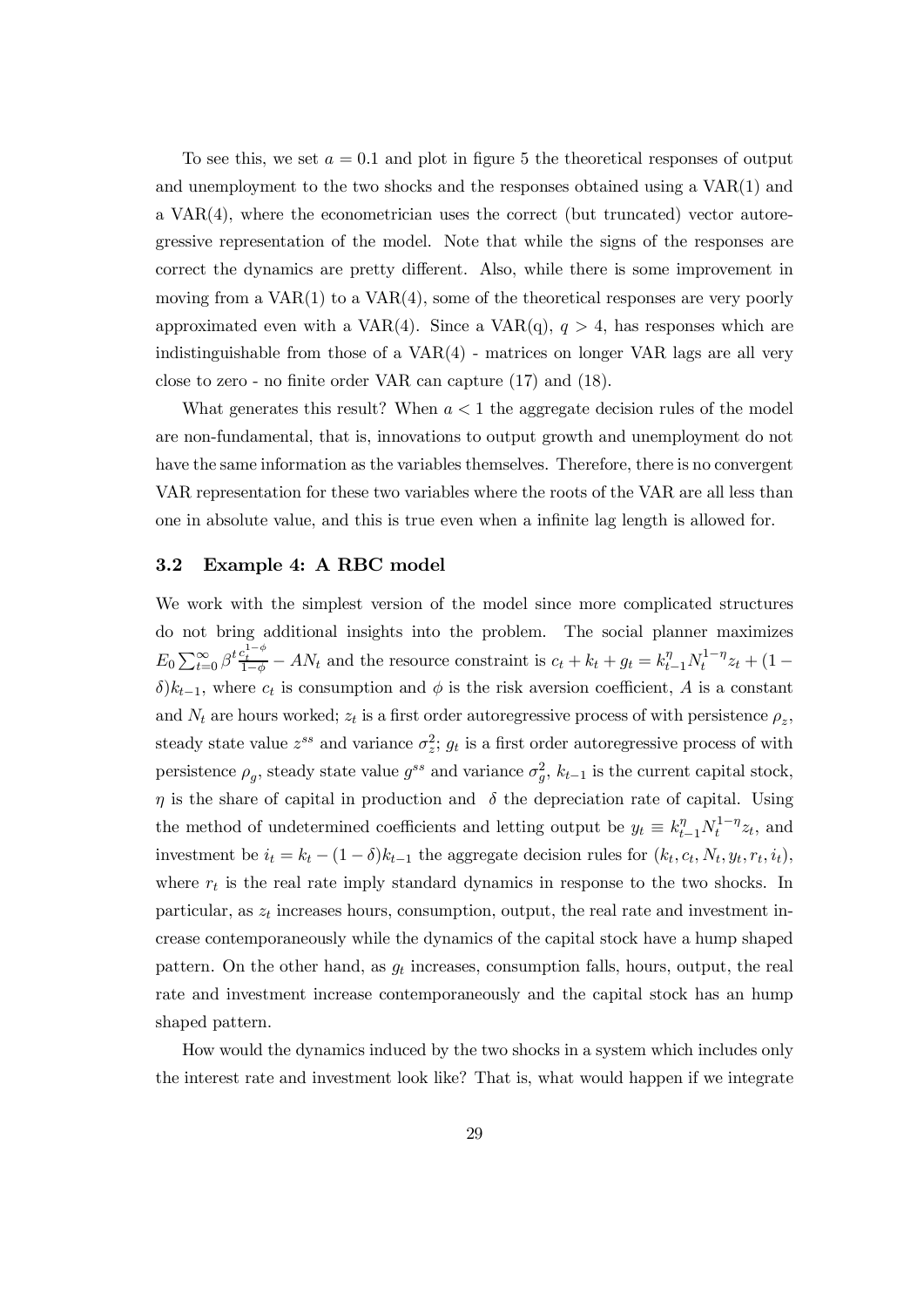To see this, we set $a = 0.1$ and plot in figure 5 the theoretical responses of output and unemployment to the two shocks and the responses obtained using a VAR(1) and a VAR(4), where the econometrician uses the correct (but truncated) vector autoregressive representation of the model. Note that while the signs of the responses are correct the dynamics are pretty different. Also, while there is some improvement in moving from a VAR(1) to a VAR(4), some of the theoretical responses are very poorly approximated even with a VAR(4). Since a VAR(q), $q > 4$, has responses which are indistinguishable from those of a VAR(4) - matrices on longer VAR lags are all very close to zero - no finite order VAR can capture (17) and (18).

What generates this result? When $a < 1$ the aggregate decision rules of the model are non-fundamental, that is, innovations to output growth and unemployment do not have the same information as the variables themselves. Therefore, there is no convergent VAR representation for these two variables where the roots of the VAR are all less than one in absolute value, and this is true even when a infinite lag length is allowed for.

## 3.2 Example 4: A RBC model

We work with the simplest version of the model since more complicated structures do not bring additional insights into the problem. The social planner maximizes $E_0 \sum_{t=0}^{\infty} \beta^t \frac{c_t^{1-\phi}}{1-\phi} - AN_t$ and the resource constraint is $c_t + k_t + g_t = k_{t-1}^{\eta} N_t^{1-\eta} z_t + (1-\delta)k_{t-1}$, where $c_t$ is consumption and $\phi$ is the risk aversion coefficient, $A$ is a constant and $N_t$ are hours worked; $z_t$ is a first order autoregressive process of with persistence $\rho_z$, steady state value $z^{ss}$ and variance $\sigma_z^2$; $g_t$ is a first order autoregressive process of with persistence $\rho_g$, steady state value $g^{ss}$ and variance $\sigma_g^2$, $k_{t-1}$ is the current capital stock, $\eta$ is the share of capital in production and $\delta$ the depreciation rate of capital. Using the method of undetermined coefficients and letting output be $y_t \equiv k_{t-1}^{\eta} N_t^{1-\eta} z_t$, and investment be $i_t = k_t - (1-\delta)k_{t-1}$ the aggregate decision rules for $(k_t, c_t, N_t, y_t, r_t, i_t)$, where $r_t$ is the real rate imply standard dynamics in response to the two shocks. In particular, as $z_t$ increases hours, consumption, output, the real rate and investment increase contemporaneously while the dynamics of the capital stock have a hump shaped pattern. On the other hand, as $g_t$ increases, consumption falls, hours, output, the real rate and investment increase contemporaneously and the capital stock has an hump shaped pattern.

How would the dynamics induced by the two shocks in a system which includes only the interest rate and investment look like? That is, what would happen if we integrate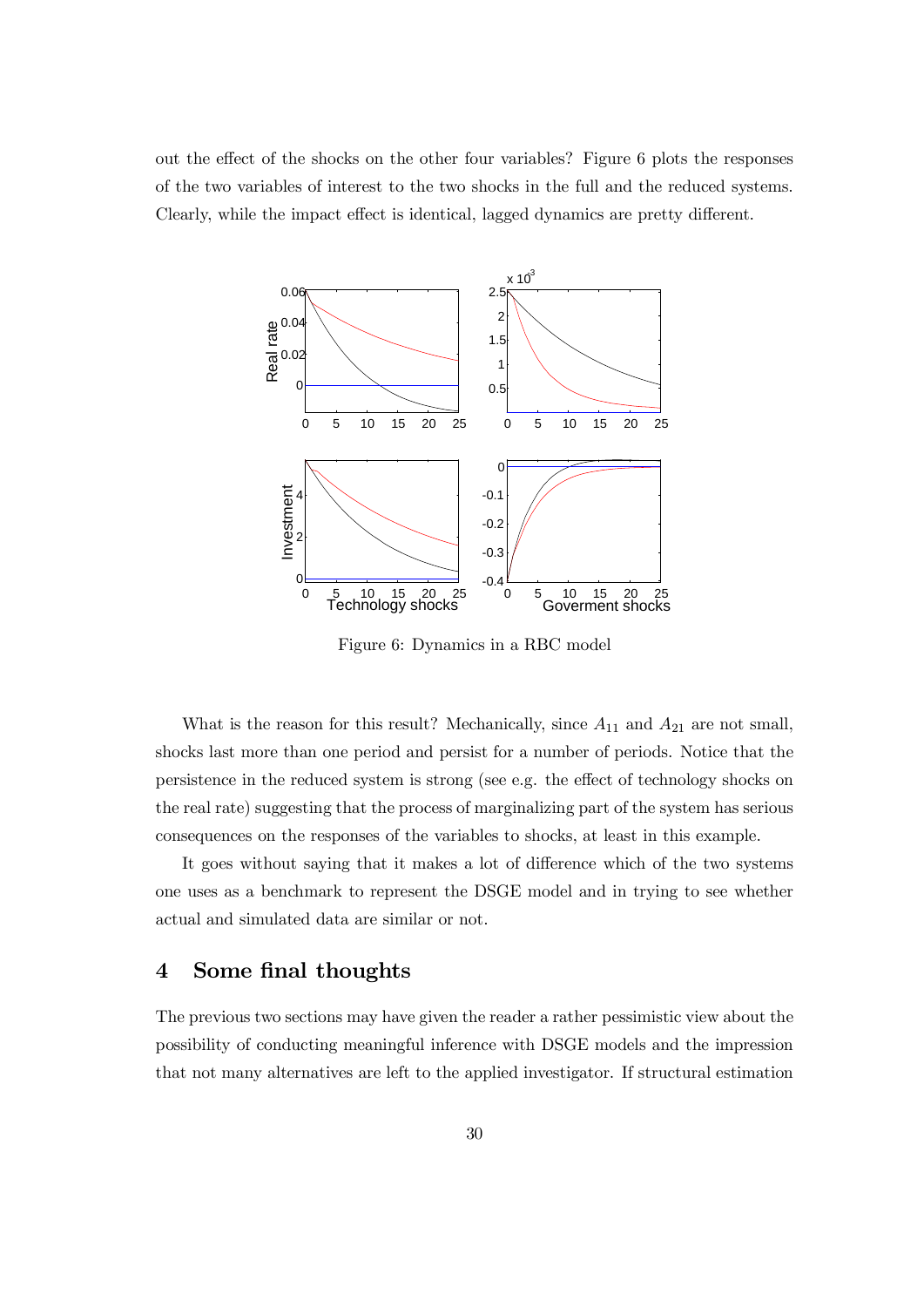out the effect of the shocks on the other four variables? Figure 6 plots the responses of the two variables of interest to the two shocks in the full and the reduced systems. Clearly, while the impact effect is identical, lagged dynamics are pretty different.

Figure 6: Dynamics in a RBC model

What is the reason for this result? Mechanically, since $A_{11}$ and $A_{21}$ are not small, shocks last more than one period and persist for a number of periods. Notice that the persistence in the reduced system is strong (see e.g. the effect of technology shocks on the real rate) suggesting that the process of marginalizing part of the system has serious consequences on the responses of the variables to shocks, at least in this example.

It goes without saying that it makes a lot of difference which of the two systems one uses as a benchmark to represent the DSGE model and in trying to see whether actual and simulated data are similar or not.

## 4 Some final thoughts

The previous two sections may have given the reader a rather pessimistic view about the possibility of conducting meaningful inference with DSGE models and the impression that not many alternatives are left to the applied investigator. If structural estimation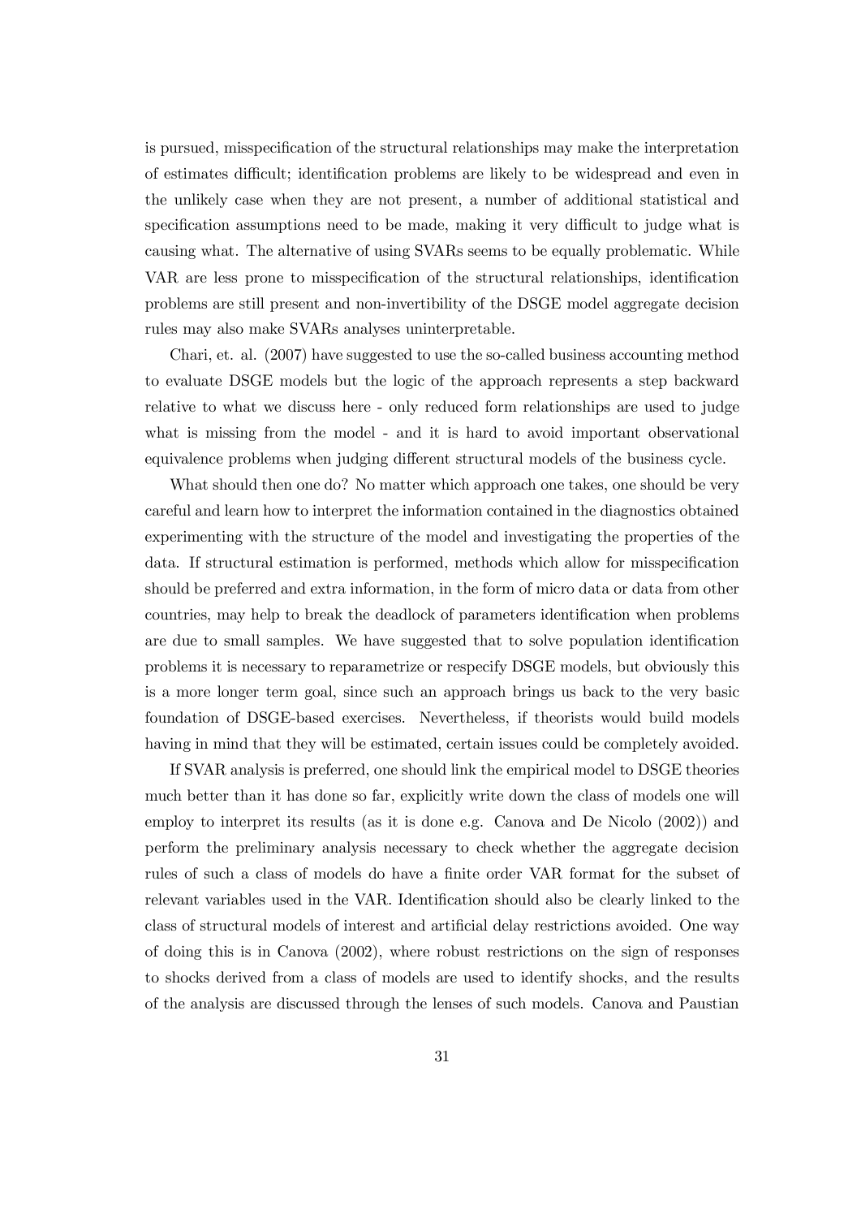is pursued, misspecification of the structural relationships may make the interpretation of estimates difficult; identification problems are likely to be widespread and even in the unlikely case when they are not present, a number of additional statistical and specification assumptions need to be made, making it very difficult to judge what is causing what. The alternative of using SVARs seems to be equally problematic. While VAR are less prone to misspecification of the structural relationships, identification problems are still present and non-invertibility of the DSGE model aggregate decision rules may also make SVARs analyses uninterpretable.

Chari, et. al. (2007) have suggested to use the so-called business accounting method to evaluate DSGE models but the logic of the approach represents a step backward relative to what we discuss here - only reduced form relationships are used to judge what is missing from the model - and it is hard to avoid important observational equivalence problems when judging different structural models of the business cycle.

What should then one do? No matter which approach one takes, one should be very careful and learn how to interpret the information contained in the diagnostics obtained experimenting with the structure of the model and investigating the properties of the data. If structural estimation is performed, methods which allow for misspecification should be preferred and extra information, in the form of micro data or data from other countries, may help to break the deadlock of parameters identification when problems are due to small samples. We have suggested that to solve population identification problems it is necessary to reparametrize or respecify DSGE models, but obviously this is a more longer term goal, since such an approach brings us back to the very basic foundation of DSGE-based exercises. Nevertheless, if theorists would build models having in mind that they will be estimated, certain issues could be completely avoided.

If SVAR analysis is preferred, one should link the empirical model to DSGE theories much better than it has done so far, explicitly write down the class of models one will employ to interpret its results (as it is done e.g. Canova and De Nicolo (2002)) and perform the preliminary analysis necessary to check whether the aggregate decision rules of such a class of models do have a finite order VAR format for the subset of relevant variables used in the VAR. Identification should also be clearly linked to the class of structural models of interest and artificial delay restrictions avoided. One way of doing this is in Canova (2002), where robust restrictions on the sign of responses to shocks derived from a class of models are used to identify shocks, and the results of the analysis are discussed through the lenses of such models. Canova and Paustian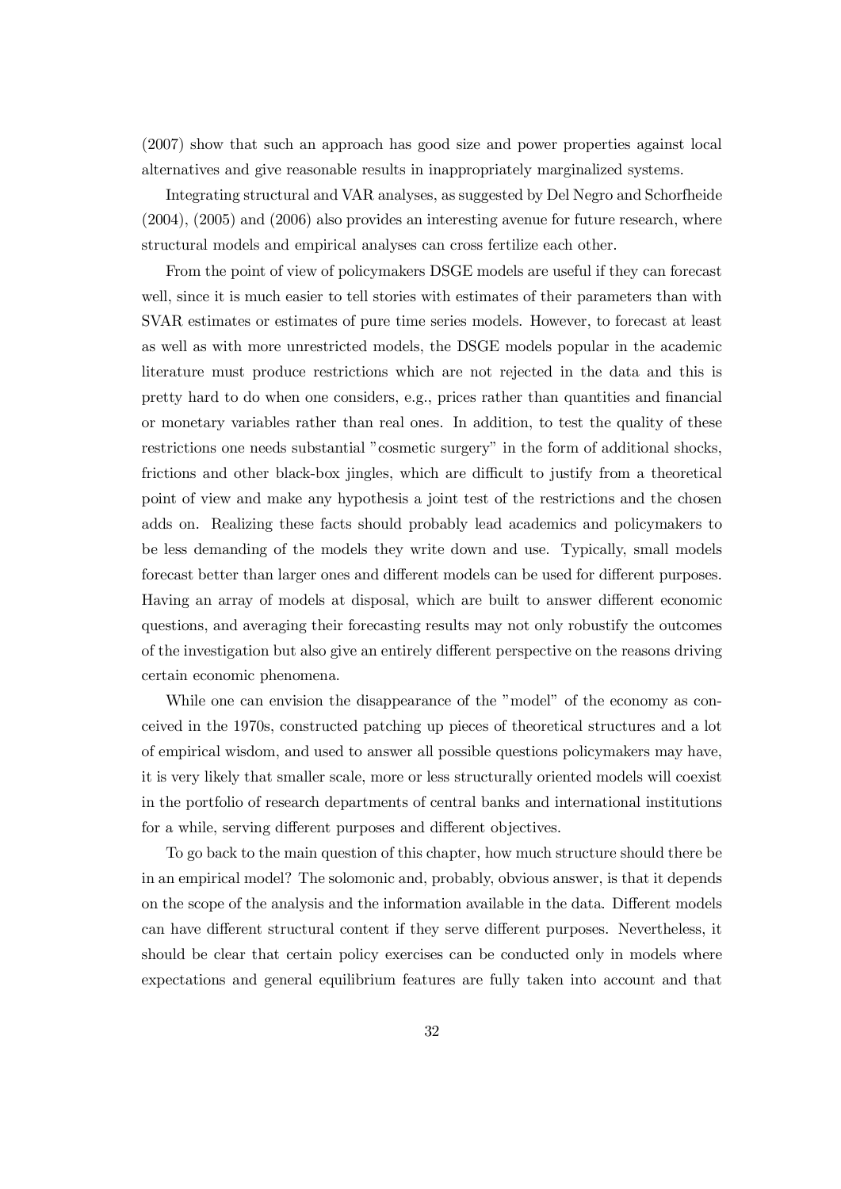(2007) show that such an approach has good size and power properties against local alternatives and give reasonable results in inappropriately marginalized systems.

Integrating structural and VAR analyses, as suggested by Del Negro and Schorfheide (2004), (2005) and (2006) also provides an interesting avenue for future research, where structural models and empirical analyses can cross fertilize each other.

From the point of view of policymakers DSGE models are useful if they can forecast well, since it is much easier to tell stories with estimates of their parameters than with SVAR estimates or estimates of pure time series models. However, to forecast at least as well as with more unrestricted models, the DSGE models popular in the academic literature must produce restrictions which are not rejected in the data and this is pretty hard to do when one considers, e.g., prices rather than quantities and financial or monetary variables rather than real ones. In addition, to test the quality of these restrictions one needs substantial "cosmetic surgery" in the form of additional shocks, frictions and other black-box jingles, which are difficult to justify from a theoretical point of view and make any hypothesis a joint test of the restrictions and the chosen adds on. Realizing these facts should probably lead academics and policymakers to be less demanding of the models they write down and use. Typically, small models forecast better than larger ones and different models can be used for different purposes. Having an array of models at disposal, which are built to answer different economic questions, and averaging their forecasting results may not only robustify the outcomes of the investigation but also give an entirely different perspective on the reasons driving certain economic phenomena.

While one can envision the disappearance of the "model" of the economy as conceived in the 1970s, constructed patching up pieces of theoretical structures and a lot of empirical wisdom, and used to answer all possible questions policymakers may have, it is very likely that smaller scale, more or less structurally oriented models will coexist in the portfolio of research departments of central banks and international institutions for a while, serving different purposes and different objectives.

To go back to the main question of this chapter, how much structure should there be in an empirical model? The solomonic and, probably, obvious answer, is that it depends on the scope of the analysis and the information available in the data. Different models can have different structural content if they serve different purposes. Nevertheless, it should be clear that certain policy exercises can be conducted only in models where expectations and general equilibrium features are fully taken into account and that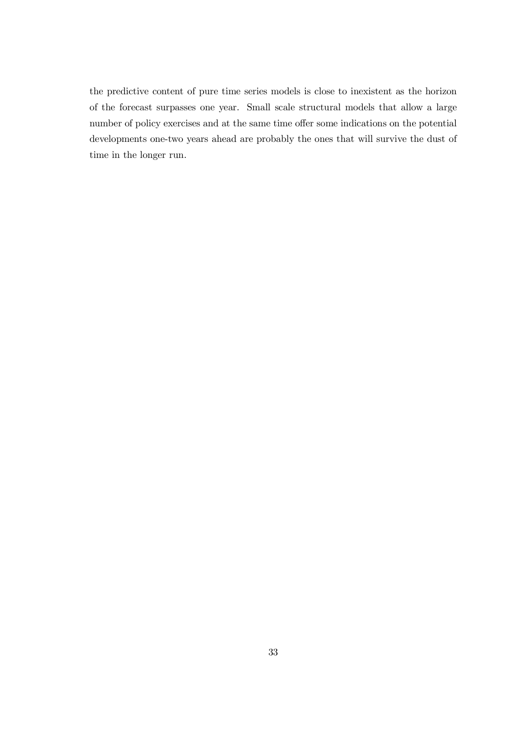the predictive content of pure time series models is close to inexistent as the horizon of the forecast surpasses one year. Small scale structural models that allow a large number of policy exercises and at the same time offer some indications on the potential developments one-two years ahead are probably the ones that will survive the dust of time in the longer run.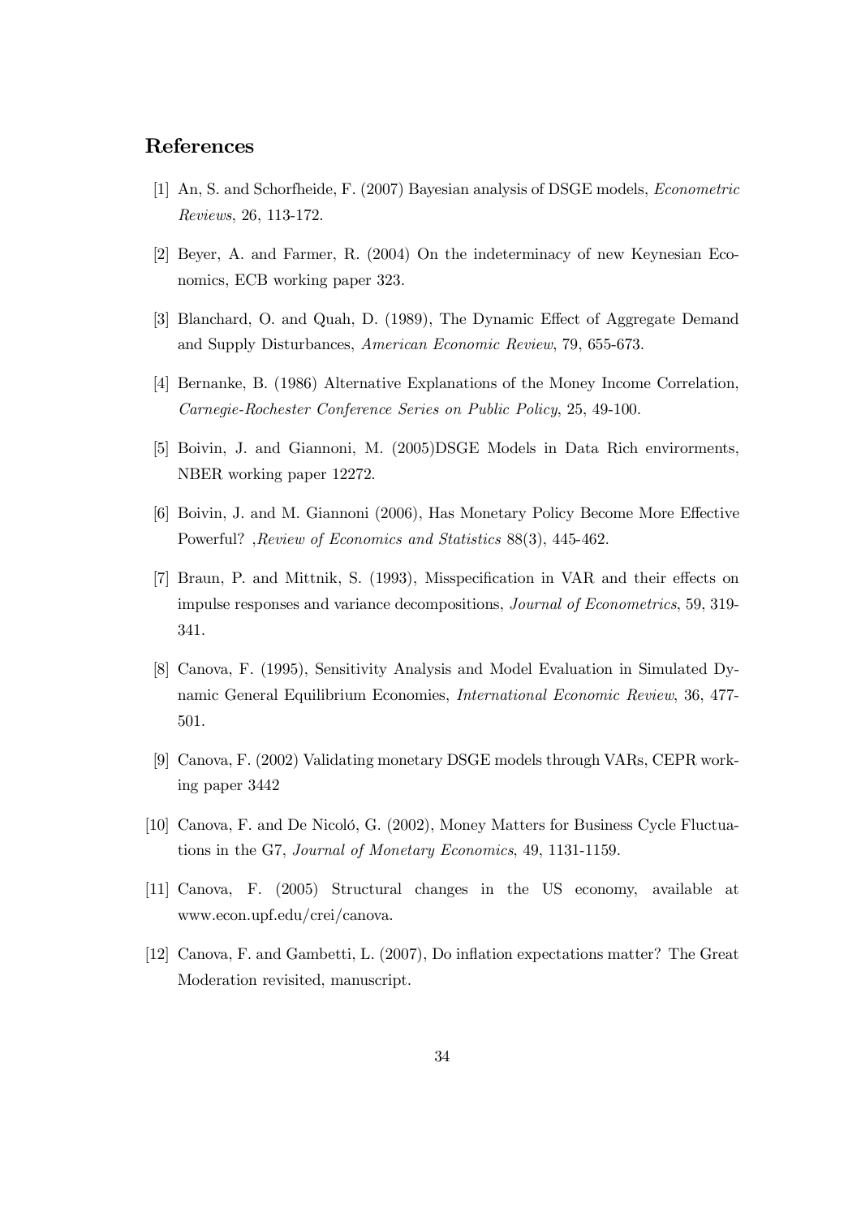## References

[1] An, S. and Schorfheide, F. (2007) Bayesian analysis of DSGE models, *Econometric Reviews*, 26, 113-172.

[2] Beyer, A. and Farmer, R. (2004) On the indeterminacy of new Keynesian Economics, ECB working paper 323.

[3] Blanchard, O. and Quah, D. (1989), The Dynamic Effect of Aggregate Demand and Supply Disturbances, *American Economic Review*, 79, 655-673.

[4] Bernanke, B. (1986) Alternative Explanations of the Money Income Correlation, *Carnegie-Rochester Conference Series on Public Policy*, 25, 49-100.

[5] Boivin, J. and Giannoni, M. (2005)DSGE Models in Data Rich envirorments, NBER working paper 12272.

[6] Boivin, J. and M. Giannoni (2006), Has Monetary Policy Become More Effective Powerful? ,*Review of Economics and Statistics* 88(3), 445-462.

[7] Braun, P. and Mittnik, S. (1993), Misspecification in VAR and their effects on impulse responses and variance decompositions, *Journal of Econometrics*, 59, 319-341.

[8] Canova, F. (1995), Sensitivity Analysis and Model Evaluation in Simulated Dynamic General Equilibrium Economies, *International Economic Review*, 36, 477-501.

[9] Canova, F. (2002) Validating monetary DSGE models through VARs, CEPR working paper 3442

[10] Canova, F. and De Nicoló, G. (2002), Money Matters for Business Cycle Fluctuations in the G7, *Journal of Monetary Economics*, 49, 1131-1159.

[11] Canova, F. (2005) Structural changes in the US economy, available at www.econ.upf.edu/crei/canova.

[12] Canova, F. and Gambetti, L. (2007), Do inflation expectations matter? The Great Moderation revisited, manuscript.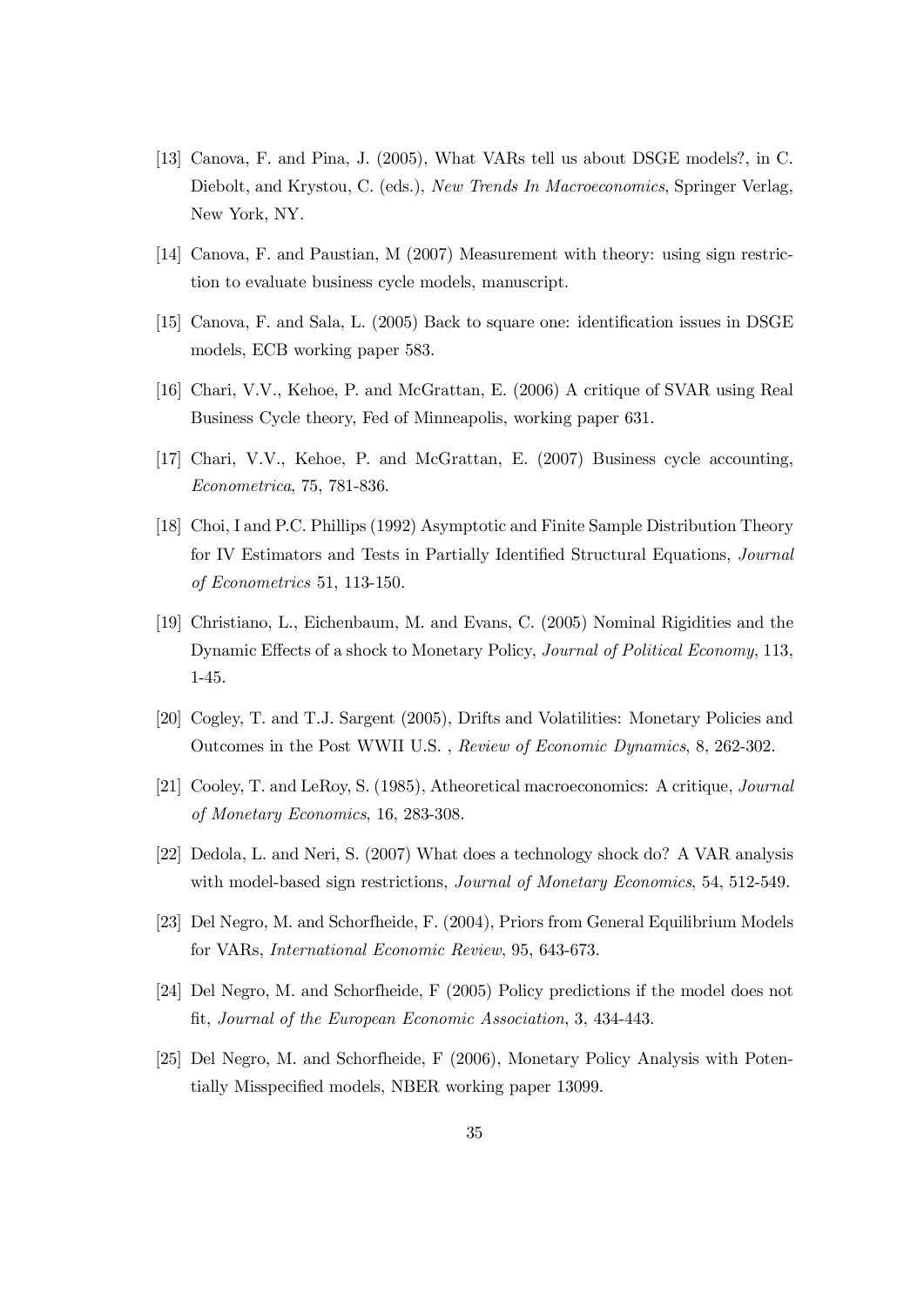[13] Canova, F. and Pina, J. (2005), What VARs tell us about DSGE models?, in C. Diebolt, and Krystou, C. (eds.), *New Trends In Macroeconomics*, Springer Verlag, New York, NY.

[14] Canova, F. and Paustian, M (2007) Measurement with theory: using sign restriction to evaluate business cycle models, manuscript.

[15] Canova, F. and Sala, L. (2005) Back to square one: identification issues in DSGE models, ECB working paper 583.

[16] Chari, V.V., Kehoe, P. and McGrattan, E. (2006) A critique of SVAR using Real Business Cycle theory, Fed of Minneapolis, working paper 631.

[17] Chari, V.V., Kehoe, P. and McGrattan, E. (2007) Business cycle accounting, *Econometrica*, 75, 781-836.

[18] Choi, I and P.C. Phillips (1992) Asymptotic and Finite Sample Distribution Theory for IV Estimators and Tests in Partially Identified Structural Equations, *Journal of Econometrics* 51, 113-150.

[19] Christiano, L., Eichenbaum, M. and Evans, C. (2005) Nominal Rigidities and the Dynamic Effects of a shock to Monetary Policy, *Journal of Political Economy*, 113, 1-45.

[20] Cogley, T. and T.J. Sargent (2005), Drifts and Volatilities: Monetary Policies and Outcomes in the Post WWII U.S. , *Review of Economic Dynamics*, 8, 262-302.

[21] Cooley, T. and LeRoy, S. (1985), Atheoretical macroeconomics: A critique, *Journal of Monetary Economics*, 16, 283-308.

[22] Dedola, L. and Neri, S. (2007) What does a technology shock do? A VAR analysis with model-based sign restrictions, *Journal of Monetary Economics*, 54, 512-549.

[23] Del Negro, M. and Schorfheide, F. (2004), Priors from General Equilibrium Models for VARs, *International Economic Review*, 95, 643-673.

[24] Del Negro, M. and Schorfheide, F (2005) Policy predictions if the model does not fit, *Journal of the European Economic Association*, 3, 434-443.

[25] Del Negro, M. and Schorfheide, F (2006), Monetary Policy Analysis with Potentially Misspecified models, NBER working paper 13099.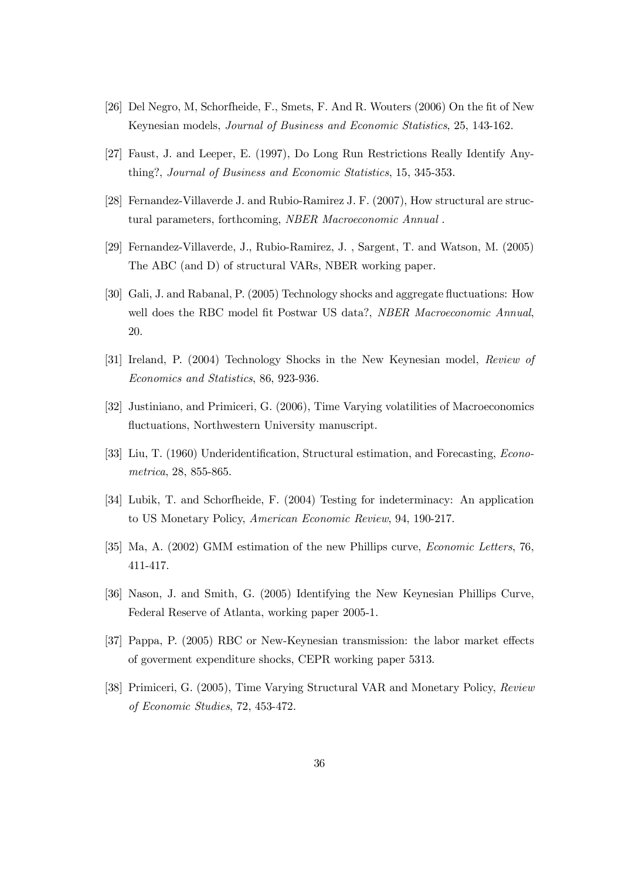[26] Del Negro, M, Schorfheide, F., Smets, F. And R. Wouters (2006) On the fit of New Keynesian models, *Journal of Business and Economic Statistics*, 25, 143-162.

[27] Faust, J. and Leeper, E. (1997), Do Long Run Restrictions Really Identify Anything?, *Journal of Business and Economic Statistics*, 15, 345-353.

[28] Fernandez-Villaverde J. and Rubio-Ramirez J. F. (2007), How structural are structural parameters, forthcoming, *NBER Macroeconomic Annual* .

[29] Fernandez-Villaverde, J., Rubio-Ramirez, J. , Sargent, T. and Watson, M. (2005) The ABC (and D) of structural VARs, NBER working paper.

[30] Gali, J. and Rabanal, P. (2005) Technology shocks and aggregate fluctuations: How well does the RBC model fit Postwar US data?, *NBER Macroeconomic Annual*, 20.

[31] Ireland, P. (2004) Technology Shocks in the New Keynesian model, *Review of Economics and Statistics*, 86, 923-936.

[32] Justiniano, and Primiceri, G. (2006), Time Varying volatilities of Macroeconomics fluctuations, Northwestern University manuscript.

[33] Liu, T. (1960) Underidentification, Structural estimation, and Forecasting, *Econometrica*, 28, 855-865.

[34] Lubik, T. and Schorfheide, F. (2004) Testing for indeterminacy: An application to US Monetary Policy, *American Economic Review*, 94, 190-217.

[35] Ma, A. (2002) GMM estimation of the new Phillips curve, *Economic Letters*, 76, 411-417.

[36] Nason, J. and Smith, G. (2005) Identifying the New Keynesian Phillips Curve, Federal Reserve of Atlanta, working paper 2005-1.

[37] Pappa, P. (2005) RBC or New-Keynesian transmission: the labor market effects of goverment expenditure shocks, CEPR working paper 5313.

[38] Primiceri, G. (2005), Time Varying Structural VAR and Monetary Policy, *Review of Economic Studies*, 72, 453-472.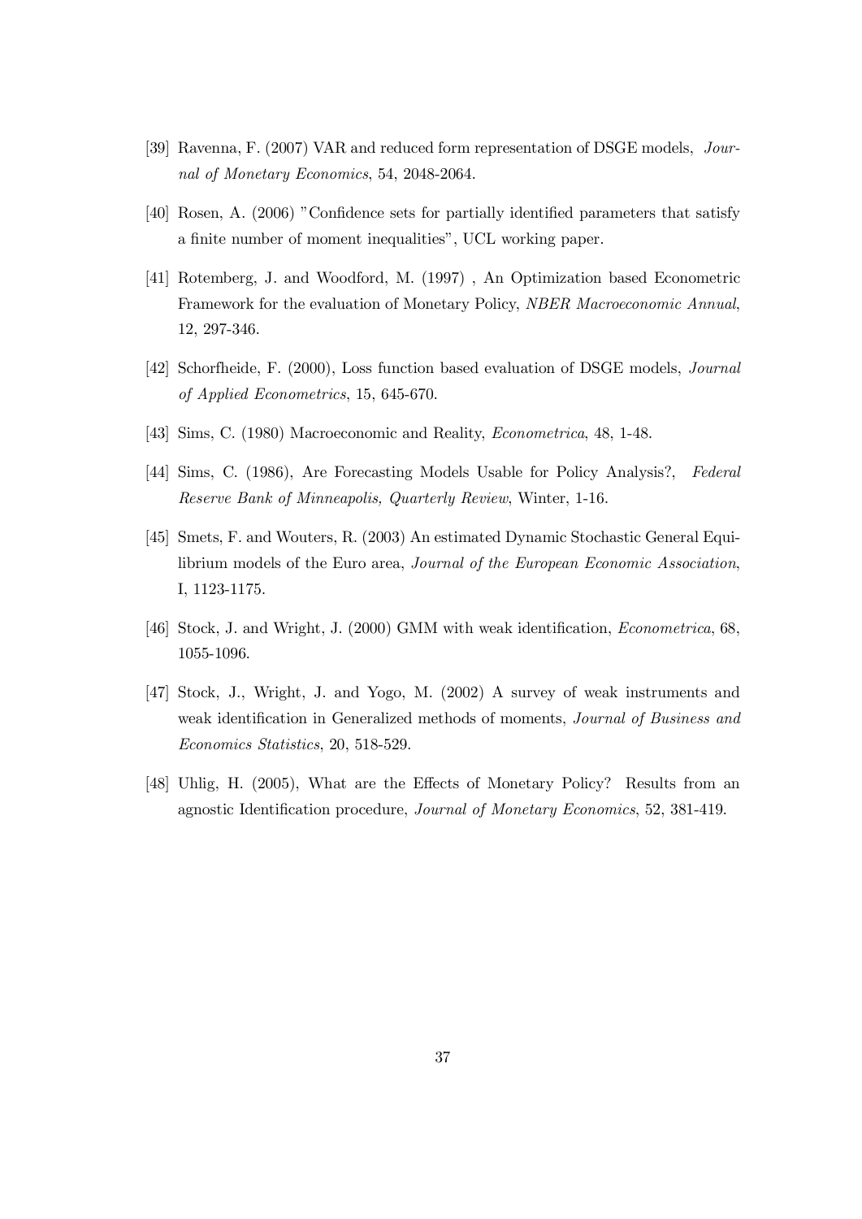[39] Ravenna, F. (2007) VAR and reduced form representation of DSGE models, *Journal of Monetary Economics*, 54, 2048-2064.

[40] Rosen, A. (2006) "Confidence sets for partially identified parameters that satisfy a finite number of moment inequalities", UCL working paper.

[41] Rotemberg, J. and Woodford, M. (1997) , An Optimization based Econometric Framework for the evaluation of Monetary Policy, *NBER Macroeconomic Annual*, 12, 297-346.

[42] Schorfheide, F. (2000), Loss function based evaluation of DSGE models, *Journal of Applied Econometrics*, 15, 645-670.

[43] Sims, C. (1980) Macroeconomic and Reality, *Econometrica*, 48, 1-48.

[44] Sims, C. (1986), Are Forecasting Models Usable for Policy Analysis?, *Federal Reserve Bank of Minneapolis, Quarterly Review*, Winter, 1-16.

[45] Smets, F. and Wouters, R. (2003) An estimated Dynamic Stochastic General Equilibrium models of the Euro area, *Journal of the European Economic Association*, I, 1123-1175.

[46] Stock, J. and Wright, J. (2000) GMM with weak identification, *Econometrica*, 68, 1055-1096.

[47] Stock, J., Wright, J. and Yogo, M. (2002) A survey of weak instruments and weak identification in Generalized methods of moments, *Journal of Business and Economics Statistics*, 20, 518-529.

[48] Uhlig, H. (2005), What are the Effects of Monetary Policy? Results from an agnostic Identification procedure, *Journal of Monetary Economics*, 52, 381-419.